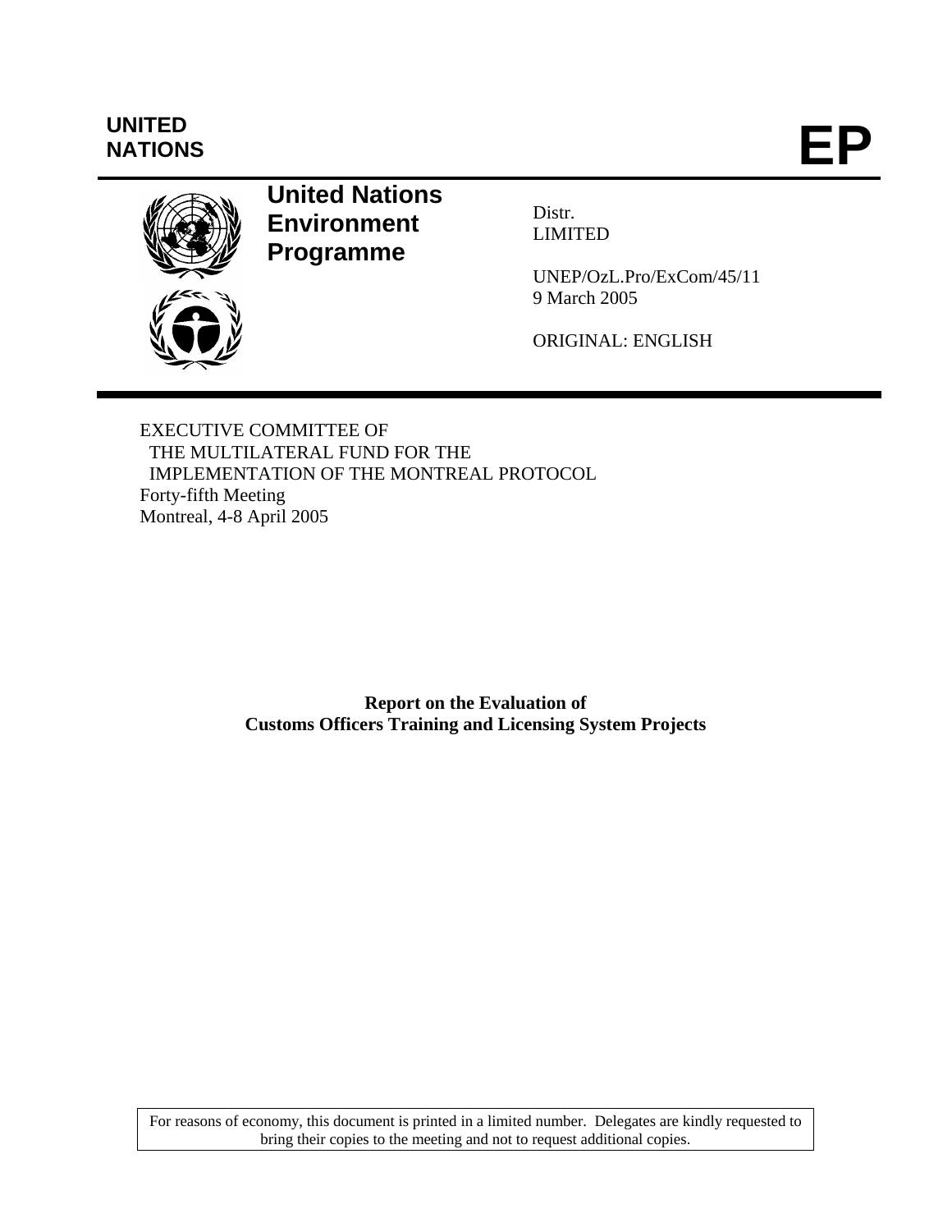UNITED NATIONS

# EP

**United Nations Environment Programme**

Distr.
LIMITED

UNEP/OzL.Pro/ExCom/45/11
9 March 2005

ORIGINAL: ENGLISH

EXECUTIVE COMMITTEE OF
THE MULTILATERAL FUND FOR THE
IMPLEMENTATION OF THE MONTREAL PROTOCOL
Forty-fifth Meeting
Montreal, 4-8 April 2005

**Report on the Evaluation of Customs Officers Training and Licensing System Projects**

For reasons of economy, this document is printed in a limited number. Delegates are kindly requested to bring their copies to the meeting and not to request additional copies.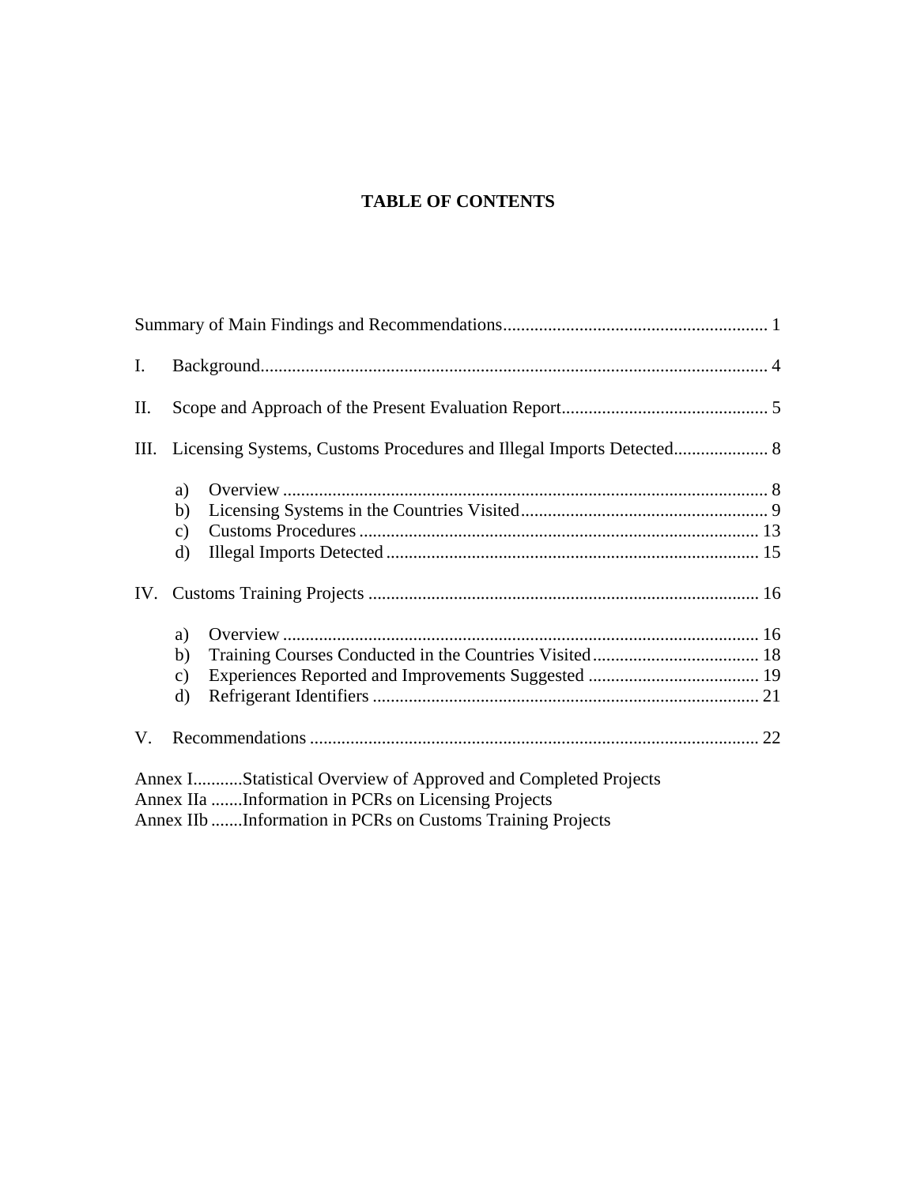# TABLE OF CONTENTS

Summary of Main Findings and Recommendations .......................................................... 1

I. Background ................................................................................................................ 4

II. Scope and Approach of the Present Evaluation Report ............................................. 5

III. Licensing Systems, Customs Procedures and Illegal Imports Detected ..................... 8

- a) Overview ........................................................................................................... 8
- b) Licensing Systems in the Countries Visited ....................................................... 9
- c) Customs Procedures ......................................................................................... 13
- d) Illegal Imports Detected ................................................................................... 15

IV. Customs Training Projects ...................................................................................... 16

- a) Overview .......................................................................................................... 16
- b) Training Courses Conducted in the Countries Visited ..................................... 18
- c) Experiences Reported and Improvements Suggested ...................................... 19
- d) Refrigerant Identifiers ...................................................................................... 21

V. Recommendations ................................................................................................... 22

Annex I...........Statistical Overview of Approved and Completed Projects
Annex IIa .......Information in PCRs on Licensing Projects
Annex IIb .......Information in PCRs on Customs Training Projects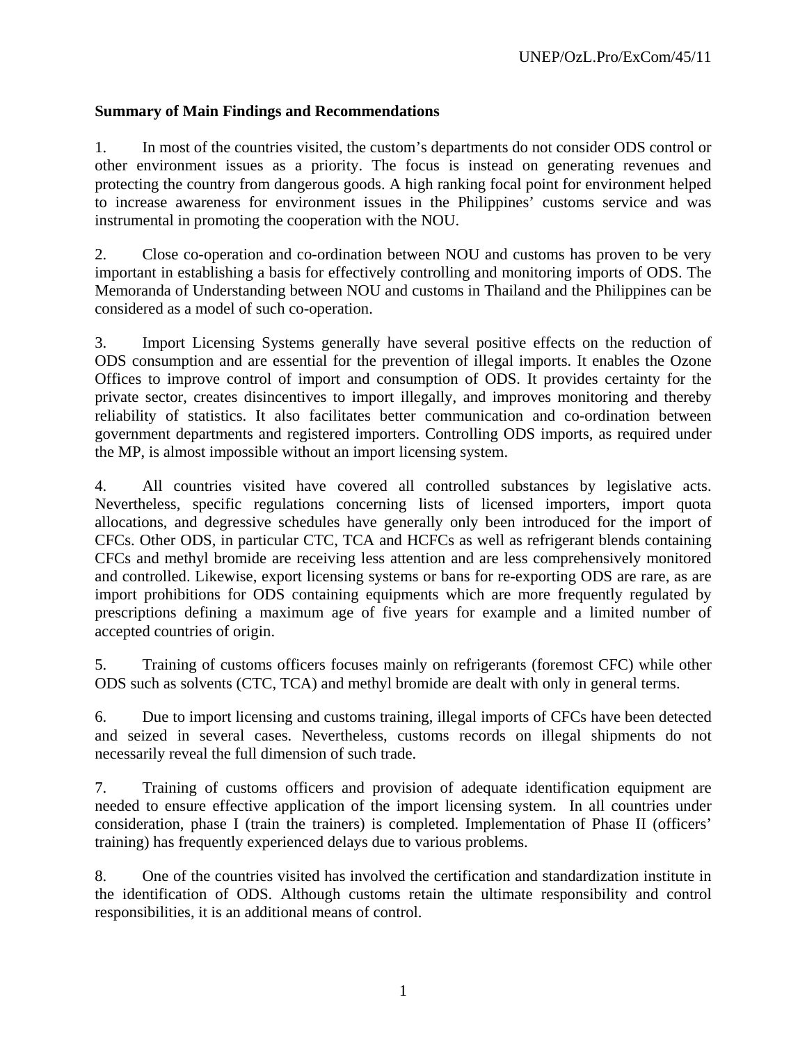**Summary of Main Findings and Recommendations**

1. In most of the countries visited, the custom's departments do not consider ODS control or other environment issues as a priority. The focus is instead on generating revenues and protecting the country from dangerous goods. A high ranking focal point for environment helped to increase awareness for environment issues in the Philippines' customs service and was instrumental in promoting the cooperation with the NOU.

2. Close co-operation and co-ordination between NOU and customs has proven to be very important in establishing a basis for effectively controlling and monitoring imports of ODS. The Memoranda of Understanding between NOU and customs in Thailand and the Philippines can be considered as a model of such co-operation.

3. Import Licensing Systems generally have several positive effects on the reduction of ODS consumption and are essential for the prevention of illegal imports. It enables the Ozone Offices to improve control of import and consumption of ODS. It provides certainty for the private sector, creates disincentives to import illegally, and improves monitoring and thereby reliability of statistics. It also facilitates better communication and co-ordination between government departments and registered importers. Controlling ODS imports, as required under the MP, is almost impossible without an import licensing system.

4. All countries visited have covered all controlled substances by legislative acts. Nevertheless, specific regulations concerning lists of licensed importers, import quota allocations, and degressive schedules have generally only been introduced for the import of CFCs. Other ODS, in particular CTC, TCA and HCFCs as well as refrigerant blends containing CFCs and methyl bromide are receiving less attention and are less comprehensively monitored and controlled. Likewise, export licensing systems or bans for re-exporting ODS are rare, as are import prohibitions for ODS containing equipments which are more frequently regulated by prescriptions defining a maximum age of five years for example and a limited number of accepted countries of origin.

5. Training of customs officers focuses mainly on refrigerants (foremost CFC) while other ODS such as solvents (CTC, TCA) and methyl bromide are dealt with only in general terms.

6. Due to import licensing and customs training, illegal imports of CFCs have been detected and seized in several cases. Nevertheless, customs records on illegal shipments do not necessarily reveal the full dimension of such trade.

7. Training of customs officers and provision of adequate identification equipment are needed to ensure effective application of the import licensing system. In all countries under consideration, phase I (train the trainers) is completed. Implementation of Phase II (officers' training) has frequently experienced delays due to various problems.

8. One of the countries visited has involved the certification and standardization institute in the identification of ODS. Although customs retain the ultimate responsibility and control responsibilities, it is an additional means of control.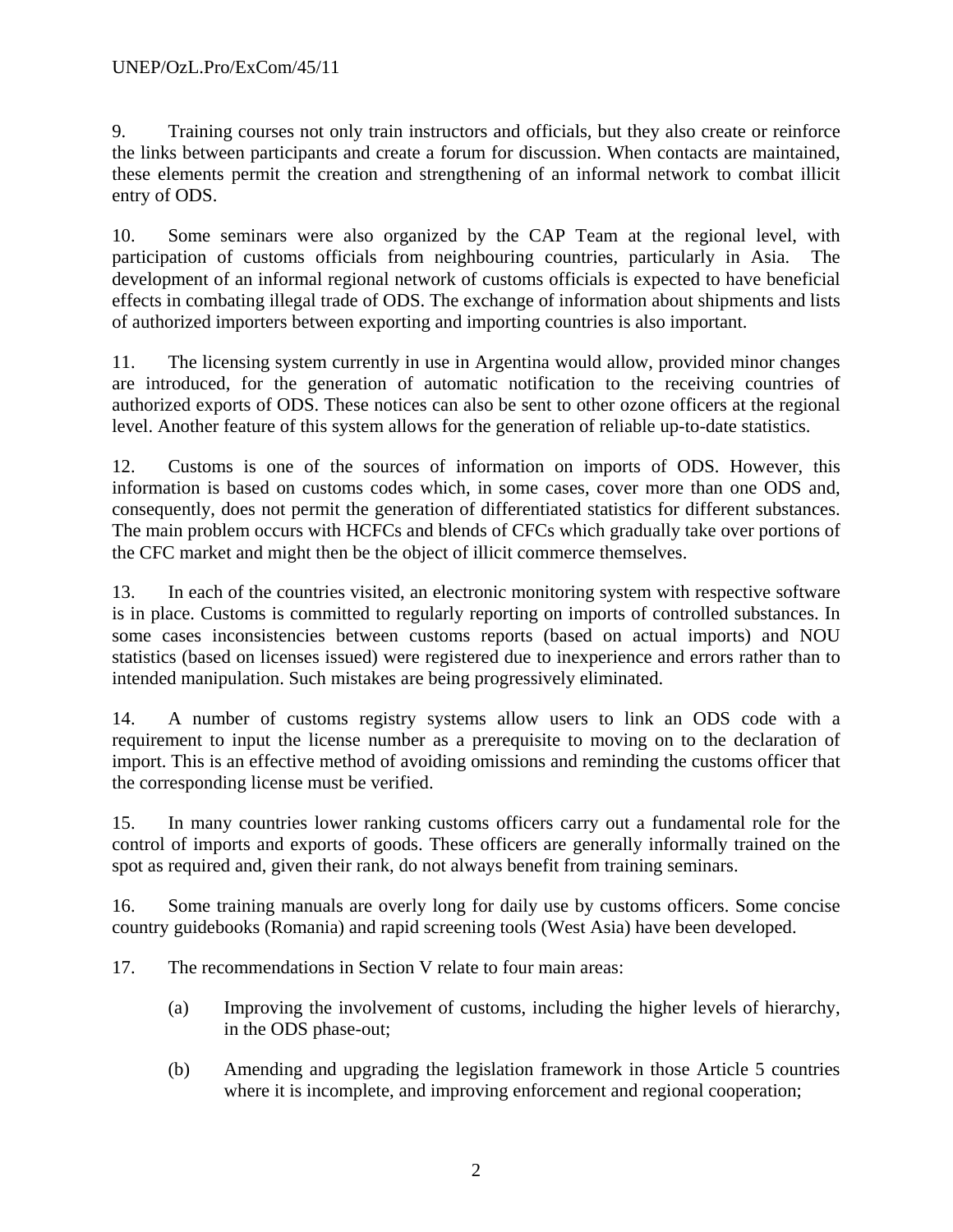9. Training courses not only train instructors and officials, but they also create or reinforce the links between participants and create a forum for discussion. When contacts are maintained, these elements permit the creation and strengthening of an informal network to combat illicit entry of ODS.

10. Some seminars were also organized by the CAP Team at the regional level, with participation of customs officials from neighbouring countries, particularly in Asia. The development of an informal regional network of customs officials is expected to have beneficial effects in combating illegal trade of ODS. The exchange of information about shipments and lists of authorized importers between exporting and importing countries is also important.

11. The licensing system currently in use in Argentina would allow, provided minor changes are introduced, for the generation of automatic notification to the receiving countries of authorized exports of ODS. These notices can also be sent to other ozone officers at the regional level. Another feature of this system allows for the generation of reliable up-to-date statistics.

12. Customs is one of the sources of information on imports of ODS. However, this information is based on customs codes which, in some cases, cover more than one ODS and, consequently, does not permit the generation of differentiated statistics for different substances. The main problem occurs with HCFCs and blends of CFCs which gradually take over portions of the CFC market and might then be the object of illicit commerce themselves.

13. In each of the countries visited, an electronic monitoring system with respective software is in place. Customs is committed to regularly reporting on imports of controlled substances. In some cases inconsistencies between customs reports (based on actual imports) and NOU statistics (based on licenses issued) were registered due to inexperience and errors rather than to intended manipulation. Such mistakes are being progressively eliminated.

14. A number of customs registry systems allow users to link an ODS code with a requirement to input the license number as a prerequisite to moving on to the declaration of import. This is an effective method of avoiding omissions and reminding the customs officer that the corresponding license must be verified.

15. In many countries lower ranking customs officers carry out a fundamental role for the control of imports and exports of goods. These officers are generally informally trained on the spot as required and, given their rank, do not always benefit from training seminars.

16. Some training manuals are overly long for daily use by customs officers. Some concise country guidebooks (Romania) and rapid screening tools (West Asia) have been developed.

17. The recommendations in Section V relate to four main areas:

(a) Improving the involvement of customs, including the higher levels of hierarchy, in the ODS phase-out;

(b) Amending and upgrading the legislation framework in those Article 5 countries where it is incomplete, and improving enforcement and regional cooperation;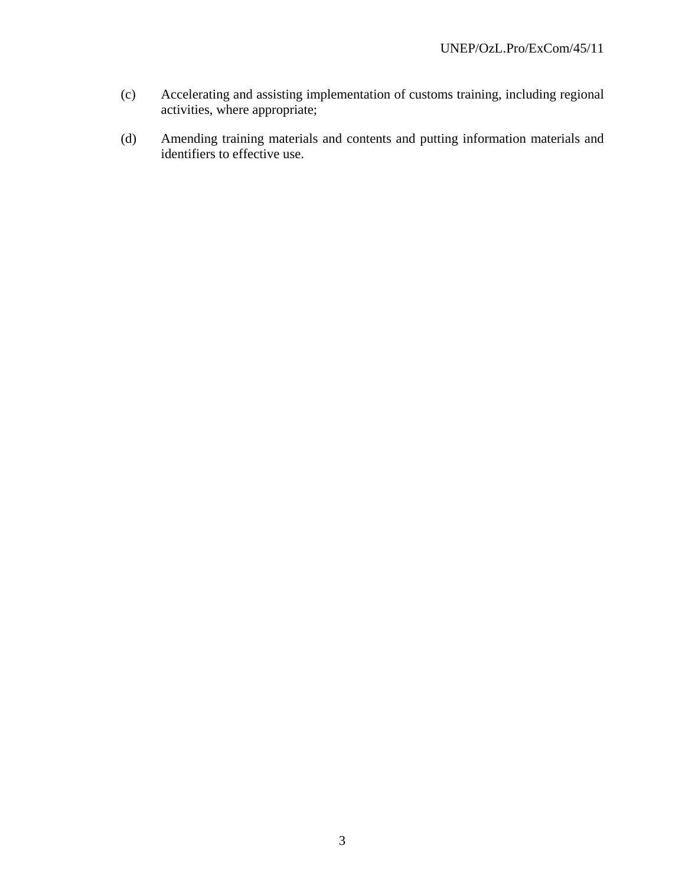(c) Accelerating and assisting implementation of customs training, including regional activities, where appropriate;

(d) Amending training materials and contents and putting information materials and identifiers to effective use.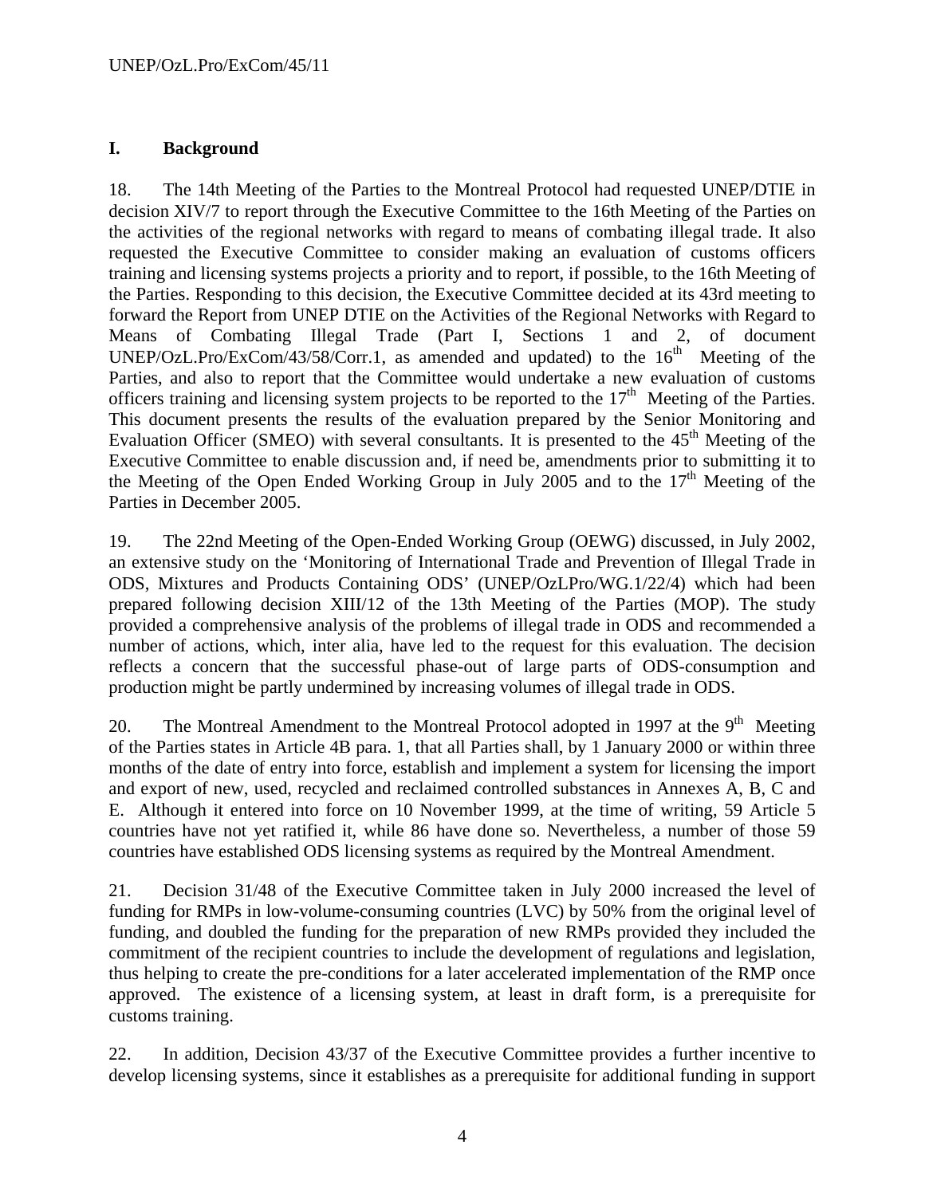## I. Background

18. The 14th Meeting of the Parties to the Montreal Protocol had requested UNEP/DTIE in decision XIV/7 to report through the Executive Committee to the 16th Meeting of the Parties on the activities of the regional networks with regard to means of combating illegal trade. It also requested the Executive Committee to consider making an evaluation of customs officers training and licensing systems projects a priority and to report, if possible, to the 16th Meeting of the Parties. Responding to this decision, the Executive Committee decided at its 43rd meeting to forward the Report from UNEP DTIE on the Activities of the Regional Networks with Regard to Means of Combating Illegal Trade (Part I, Sections 1 and 2, of document UNEP/OzL.Pro/ExCom/43/58/Corr.1, as amended and updated) to the 16th Meeting of the Parties, and also to report that the Committee would undertake a new evaluation of customs officers training and licensing system projects to be reported to the 17th Meeting of the Parties. This document presents the results of the evaluation prepared by the Senior Monitoring and Evaluation Officer (SMEO) with several consultants. It is presented to the 45th Meeting of the Executive Committee to enable discussion and, if need be, amendments prior to submitting it to the Meeting of the Open Ended Working Group in July 2005 and to the 17th Meeting of the Parties in December 2005.

19. The 22nd Meeting of the Open-Ended Working Group (OEWG) discussed, in July 2002, an extensive study on the 'Monitoring of International Trade and Prevention of Illegal Trade in ODS, Mixtures and Products Containing ODS' (UNEP/OzLPro/WG.1/22/4) which had been prepared following decision XIII/12 of the 13th Meeting of the Parties (MOP). The study provided a comprehensive analysis of the problems of illegal trade in ODS and recommended a number of actions, which, inter alia, have led to the request for this evaluation. The decision reflects a concern that the successful phase-out of large parts of ODS-consumption and production might be partly undermined by increasing volumes of illegal trade in ODS.

20. The Montreal Amendment to the Montreal Protocol adopted in 1997 at the 9th Meeting of the Parties states in Article 4B para. 1, that all Parties shall, by 1 January 2000 or within three months of the date of entry into force, establish and implement a system for licensing the import and export of new, used, recycled and reclaimed controlled substances in Annexes A, B, C and E. Although it entered into force on 10 November 1999, at the time of writing, 59 Article 5 countries have not yet ratified it, while 86 have done so. Nevertheless, a number of those 59 countries have established ODS licensing systems as required by the Montreal Amendment.

21. Decision 31/48 of the Executive Committee taken in July 2000 increased the level of funding for RMPs in low-volume-consuming countries (LVC) by 50% from the original level of funding, and doubled the funding for the preparation of new RMPs provided they included the commitment of the recipient countries to include the development of regulations and legislation, thus helping to create the pre-conditions for a later accelerated implementation of the RMP once approved. The existence of a licensing system, at least in draft form, is a prerequisite for customs training.

22. In addition, Decision 43/37 of the Executive Committee provides a further incentive to develop licensing systems, since it establishes as a prerequisite for additional funding in support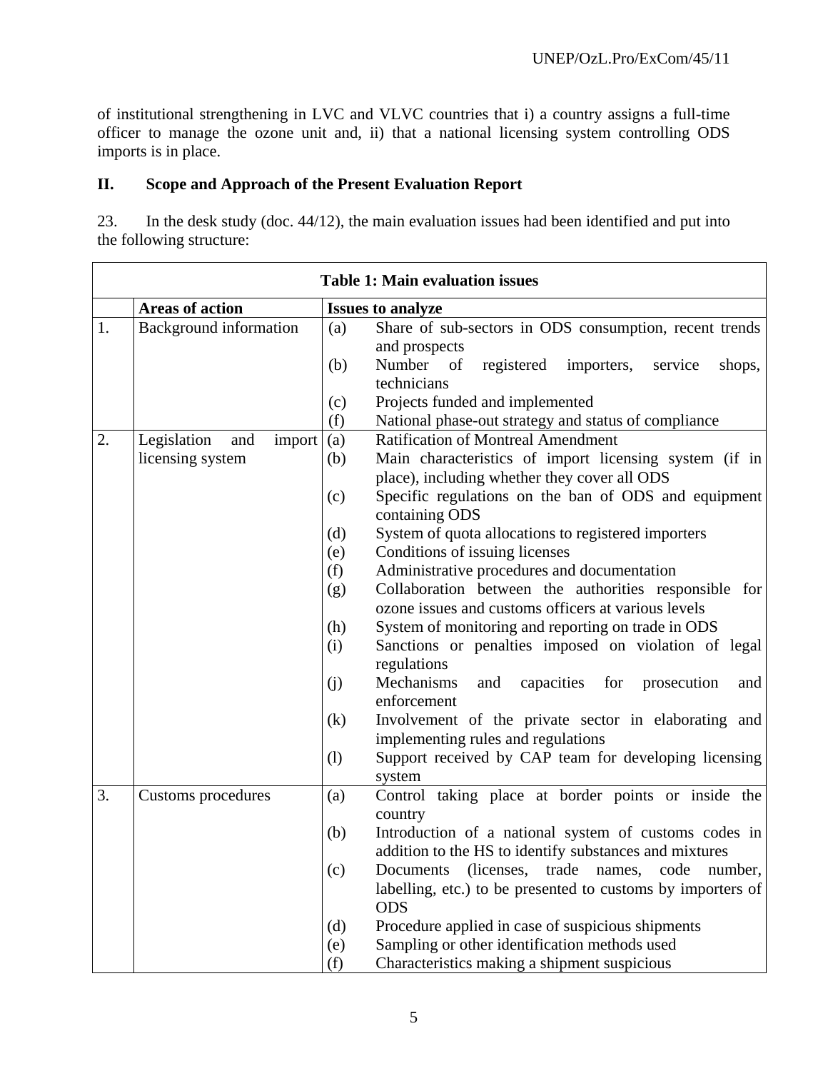of institutional strengthening in LVC and VLVC countries that i) a country assigns a full-time officer to manage the ozone unit and, ii) that a national licensing system controlling ODS imports is in place.

## II. Scope and Approach of the Present Evaluation Report

23. In the desk study (doc. 44/12), the main evaluation issues had been identified and put into the following structure:

| **Table 1: Main evaluation issues** | | |
|---|---|---|
| | **Areas of action** | **Issues to analyze** |
| 1. | Background information | (a) Share of sub-sectors in ODS consumption, recent trends and prospects<br>(b) Number of registered importers, service shops, technicians<br>(c) Projects funded and implemented<br>(f) National phase-out strategy and status of compliance |
| 2. | Legislation and import licensing system | (a) Ratification of Montreal Amendment<br>(b) Main characteristics of import licensing system (if in place), including whether they cover all ODS<br>(c) Specific regulations on the ban of ODS and equipment containing ODS<br>(d) System of quota allocations to registered importers<br>(e) Conditions of issuing licenses<br>(f) Administrative procedures and documentation<br>(g) Collaboration between the authorities responsible for ozone issues and customs officers at various levels<br>(h) System of monitoring and reporting on trade in ODS<br>(i) Sanctions or penalties imposed on violation of legal regulations<br>(j) Mechanisms and capacities for prosecution and enforcement<br>(k) Involvement of the private sector in elaborating and implementing rules and regulations<br>(l) Support received by CAP team for developing licensing system |
| 3. | Customs procedures | (a) Control taking place at border points or inside the country<br>(b) Introduction of a national system of customs codes in addition to the HS to identify substances and mixtures<br>(c) Documents (licenses, trade names, code number, labelling, etc.) to be presented to customs by importers of ODS<br>(d) Procedure applied in case of suspicious shipments<br>(e) Sampling or other identification methods used<br>(f) Characteristics making a shipment suspicious |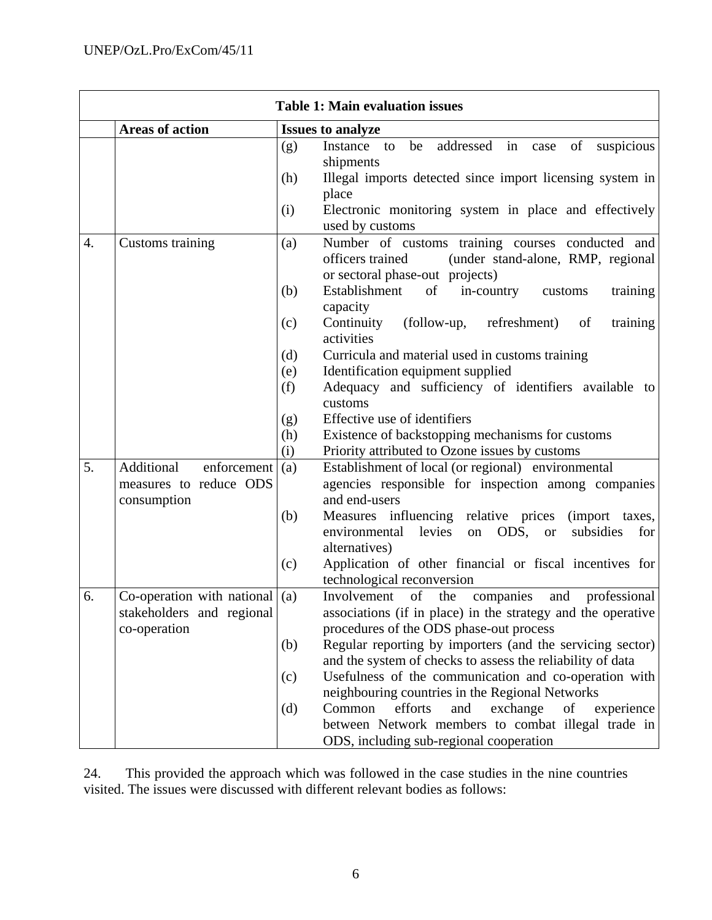**Table 1: Main evaluation issues**

| | Areas of action | Issues to analyze |
|---|---|---|
| | | (g) Instance to be addressed in case of suspicious shipments<br>(h) Illegal imports detected since import licensing system in place<br>(i) Electronic monitoring system in place and effectively used by customs |
| 4. | Customs training | (a) Number of customs training courses conducted and officers trained (under stand-alone, RMP, regional or sectoral phase-out projects)<br>(b) Establishment of in-country customs training capacity<br>(c) Continuity (follow-up, refreshment) of training activities<br>(d) Curricula and material used in customs training<br>(e) Identification equipment supplied<br>(f) Adequacy and sufficiency of identifiers available to customs<br>(g) Effective use of identifiers<br>(h) Existence of backstopping mechanisms for customs<br>(i) Priority attributed to Ozone issues by customs |
| 5. | Additional enforcement measures to reduce ODS consumption | (a) Establishment of local (or regional) environmental agencies responsible for inspection among companies and end-users<br>(b) Measures influencing relative prices (import taxes, environmental levies on ODS, or subsidies for alternatives)<br>(c) Application of other financial or fiscal incentives for technological reconversion |
| 6. | Co-operation with national stakeholders and regional co-operation | (a) Involvement of the companies and professional associations (if in place) in the strategy and the operative procedures of the ODS phase-out process<br>(b) Regular reporting by importers (and the servicing sector) and the system of checks to assess the reliability of data<br>(c) Usefulness of the communication and co-operation with neighbouring countries in the Regional Networks<br>(d) Common efforts and exchange of experience between Network members to combat illegal trade in ODS, including sub-regional cooperation |

24. This provided the approach which was followed in the case studies in the nine countries visited. The issues were discussed with different relevant bodies as follows: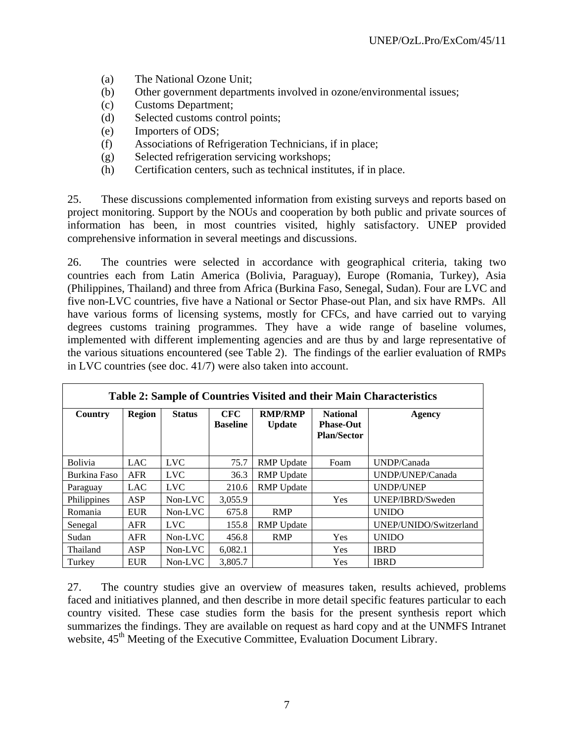(a) The National Ozone Unit;
(b) Other government departments involved in ozone/environmental issues;
(c) Customs Department;
(d) Selected customs control points;
(e) Importers of ODS;
(f) Associations of Refrigeration Technicians, if in place;
(g) Selected refrigeration servicing workshops;
(h) Certification centers, such as technical institutes, if in place.

25. These discussions complemented information from existing surveys and reports based on project monitoring. Support by the NOUs and cooperation by both public and private sources of information has been, in most countries visited, highly satisfactory. UNEP provided comprehensive information in several meetings and discussions.

26. The countries were selected in accordance with geographical criteria, taking two countries each from Latin America (Bolivia, Paraguay), Europe (Romania, Turkey), Asia (Philippines, Thailand) and three from Africa (Burkina Faso, Senegal, Sudan). Four are LVC and five non-LVC countries, five have a National or Sector Phase-out Plan, and six have RMPs. All have various forms of licensing systems, mostly for CFCs, and have carried out to varying degrees customs training programmes. They have a wide range of baseline volumes, implemented with different implementing agencies and are thus by and large representative of the various situations encountered (see Table 2). The findings of the earlier evaluation of RMPs in LVC countries (see doc. 41/7) were also taken into account.

**Table 2: Sample of Countries Visited and their Main Characteristics**

| Country | Region | Status | CFC Baseline | RMP/RMP Update | National Phase-Out Plan/Sector | Agency |
|---|---|---|---|---|---|---|
| Bolivia | LAC | LVC | 75.7 | RMP Update | Foam | UNDP/Canada |
| Burkina Faso | AFR | LVC | 36.3 | RMP Update | | UNDP/UNEP/Canada |
| Paraguay | LAC | LVC | 210.6 | RMP Update | | UNDP/UNEP |
| Philippines | ASP | Non-LVC | 3,055.9 | | Yes | UNEP/IBRD/Sweden |
| Romania | EUR | Non-LVC | 675.8 | RMP | | UNIDO |
| Senegal | AFR | LVC | 155.8 | RMP Update | | UNEP/UNIDO/Switzerland |
| Sudan | AFR | Non-LVC | 456.8 | RMP | Yes | UNIDO |
| Thailand | ASP | Non-LVC | 6,082.1 | | Yes | IBRD |
| Turkey | EUR | Non-LVC | 3,805.7 | | Yes | IBRD |

27. The country studies give an overview of measures taken, results achieved, problems faced and initiatives planned, and then describe in more detail specific features particular to each country visited. These case studies form the basis for the present synthesis report which summarizes the findings. They are available on request as hard copy and at the UNMFS Intranet website, 45th Meeting of the Executive Committee, Evaluation Document Library.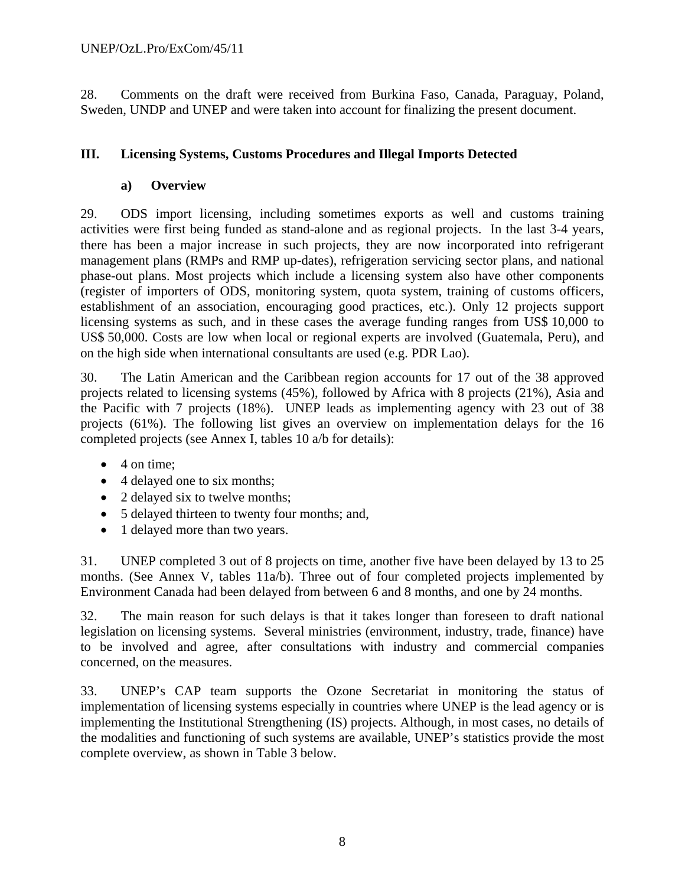28. Comments on the draft were received from Burkina Faso, Canada, Paraguay, Poland, Sweden, UNDP and UNEP and were taken into account for finalizing the present document.

## III. Licensing Systems, Customs Procedures and Illegal Imports Detected

### a) Overview

29. ODS import licensing, including sometimes exports as well and customs training activities were first being funded as stand-alone and as regional projects. In the last 3-4 years, there has been a major increase in such projects, they are now incorporated into refrigerant management plans (RMPs and RMP up-dates), refrigeration servicing sector plans, and national phase-out plans. Most projects which include a licensing system also have other components (register of importers of ODS, monitoring system, quota system, training of customs officers, establishment of an association, encouraging good practices, etc.). Only 12 projects support licensing systems as such, and in these cases the average funding ranges from US$ 10,000 to US$ 50,000. Costs are low when local or regional experts are involved (Guatemala, Peru), and on the high side when international consultants are used (e.g. PDR Lao).

30. The Latin American and the Caribbean region accounts for 17 out of the 38 approved projects related to licensing systems (45%), followed by Africa with 8 projects (21%), Asia and the Pacific with 7 projects (18%). UNEP leads as implementing agency with 23 out of 38 projects (61%). The following list gives an overview on implementation delays for the 16 completed projects (see Annex I, tables 10 a/b for details):

- 4 on time;
- 4 delayed one to six months;
- 2 delayed six to twelve months;
- 5 delayed thirteen to twenty four months; and,
- 1 delayed more than two years.

31. UNEP completed 3 out of 8 projects on time, another five have been delayed by 13 to 25 months. (See Annex V, tables 11a/b). Three out of four completed projects implemented by Environment Canada had been delayed from between 6 and 8 months, and one by 24 months.

32. The main reason for such delays is that it takes longer than foreseen to draft national legislation on licensing systems. Several ministries (environment, industry, trade, finance) have to be involved and agree, after consultations with industry and commercial companies concerned, on the measures.

33. UNEP's CAP team supports the Ozone Secretariat in monitoring the status of implementation of licensing systems especially in countries where UNEP is the lead agency or is implementing the Institutional Strengthening (IS) projects. Although, in most cases, no details of the modalities and functioning of such systems are available, UNEP's statistics provide the most complete overview, as shown in Table 3 below.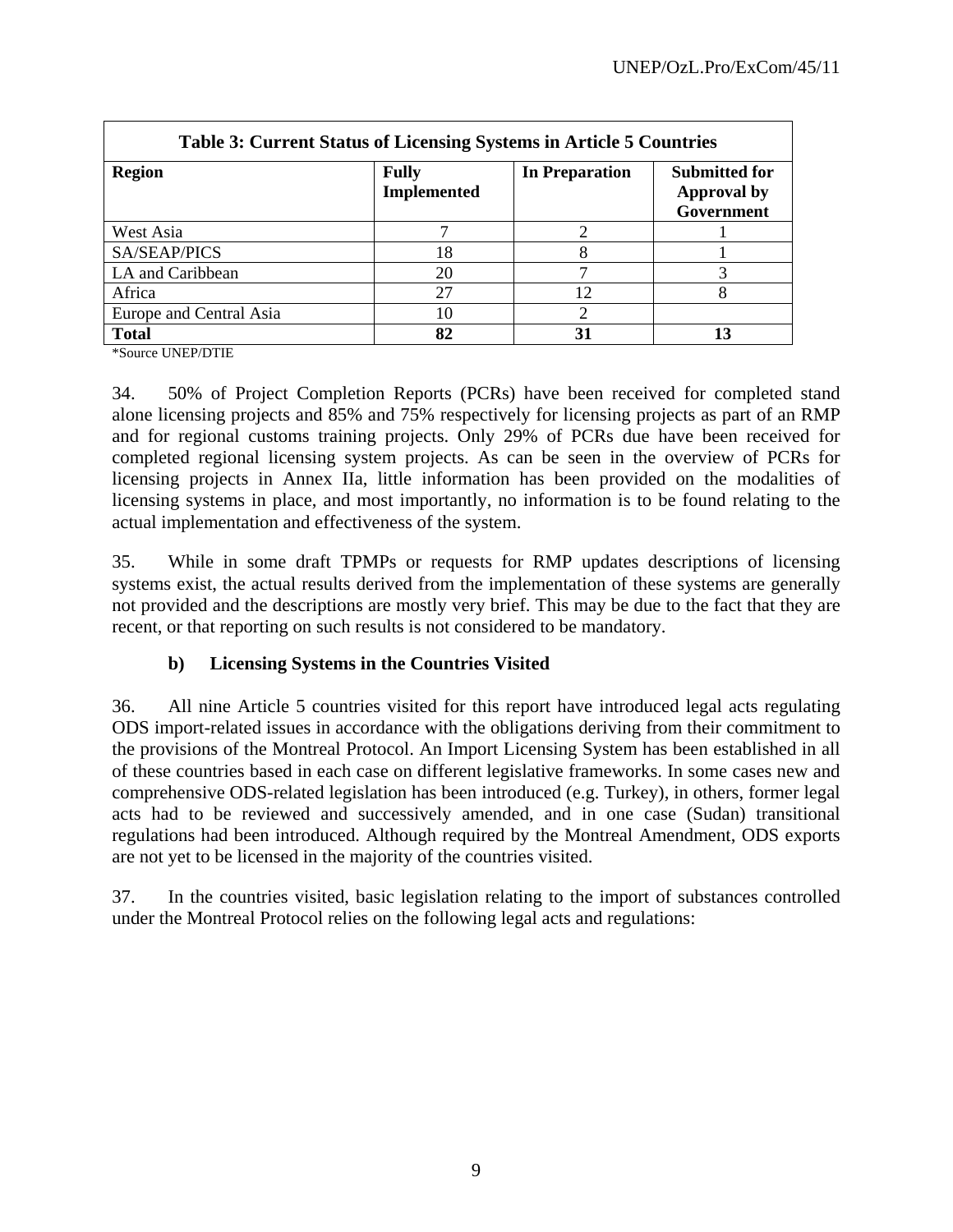| Table 3: Current Status of Licensing Systems in Article 5 Countries | | | |
|---|---|---|---|
| **Region** | **Fully Implemented** | **In Preparation** | **Submitted for Approval by Government** |
| West Asia | 7 | 2 | 1 |
| SA/SEAP/PICS | 18 | 8 | 1 |
| LA and Caribbean | 20 | 7 | 3 |
| Africa | 27 | 12 | 8 |
| Europe and Central Asia | 10 | 2 | |
| **Total** | **82** | **31** | **13** |

*Source UNEP/DTIE

34. 50% of Project Completion Reports (PCRs) have been received for completed stand alone licensing projects and 85% and 75% respectively for licensing projects as part of an RMP and for regional customs training projects. Only 29% of PCRs due have been received for completed regional licensing system projects. As can be seen in the overview of PCRs for licensing projects in Annex IIa, little information has been provided on the modalities of licensing systems in place, and most importantly, no information is to be found relating to the actual implementation and effectiveness of the system.

35. While in some draft TPMPs or requests for RMP updates descriptions of licensing systems exist, the actual results derived from the implementation of these systems are generally not provided and the descriptions are mostly very brief. This may be due to the fact that they are recent, or that reporting on such results is not considered to be mandatory.

### b) Licensing Systems in the Countries Visited

36. All nine Article 5 countries visited for this report have introduced legal acts regulating ODS import-related issues in accordance with the obligations deriving from their commitment to the provisions of the Montreal Protocol. An Import Licensing System has been established in all of these countries based in each case on different legislative frameworks. In some cases new and comprehensive ODS-related legislation has been introduced (e.g. Turkey), in others, former legal acts had to be reviewed and successively amended, and in one case (Sudan) transitional regulations had been introduced. Although required by the Montreal Amendment, ODS exports are not yet to be licensed in the majority of the countries visited.

37. In the countries visited, basic legislation relating to the import of substances controlled under the Montreal Protocol relies on the following legal acts and regulations: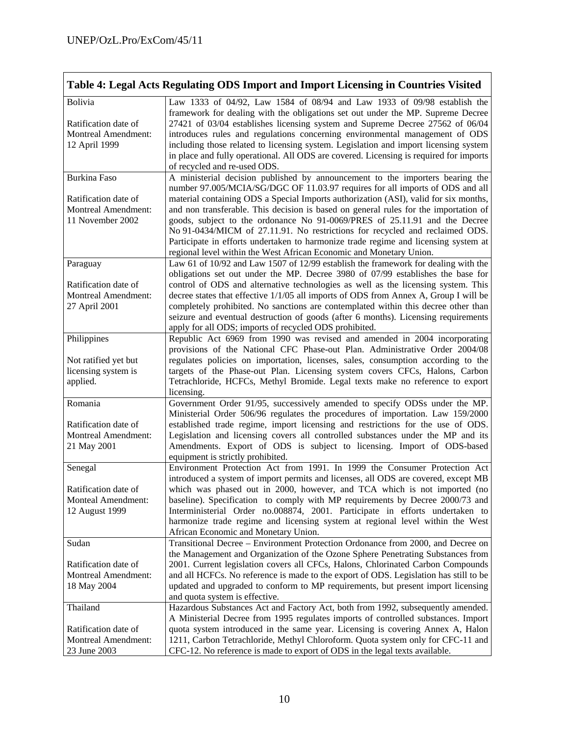**Table 4: Legal Acts Regulating ODS Import and Import Licensing in Countries Visited**

| | |
|---|---|
| Bolivia<br><br>Ratification date of Montreal Amendment: 12 April 1999 | Law 1333 of 04/92, Law 1584 of 08/94 and Law 1933 of 09/98 establish the framework for dealing with the obligations set out under the MP. Supreme Decree 27421 of 03/04 establishes licensing system and Supreme Decree 27562 of 06/04 introduces rules and regulations concerning environmental management of ODS including those related to licensing system. Legislation and import licensing system in place and fully operational. All ODS are covered. Licensing is required for imports of recycled and re-used ODS. |
| Burkina Faso<br><br>Ratification date of Montreal Amendment: 11 November 2002 | A ministerial decision published by announcement to the importers bearing the number 97.005/MCIA/SG/DGC OF 11.03.97 requires for all imports of ODS and all material containing ODS a Special Imports authorization (ASI), valid for six months, and non transferable. This decision is based on general rules for the importation of goods, subject to the ordonance No 91-0069/PRES of 25.11.91 and the Decree No 91-0434/MICM of 27.11.91. No restrictions for recycled and reclaimed ODS. Participate in efforts undertaken to harmonize trade regime and licensing system at regional level within the West African Economic and Monetary Union. |
| Paraguay<br><br>Ratification date of Montreal Amendment: 27 April 2001 | Law 61 of 10/92 and Law 1507 of 12/99 establish the framework for dealing with the obligations set out under the MP. Decree 3980 of 07/99 establishes the base for control of ODS and alternative technologies as well as the licensing system. This decree states that effective 1/1/05 all imports of ODS from Annex A, Group I will be completely prohibited. No sanctions are contemplated within this decree other than seizure and eventual destruction of goods (after 6 months). Licensing requirements apply for all ODS; imports of recycled ODS prohibited. |
| Philippines<br><br>Not ratified yet but licensing system is applied. | Republic Act 6969 from 1990 was revised and amended in 2004 incorporating provisions of the National CFC Phase-out Plan. Administrative Order 2004/08 regulates policies on importation, licenses, sales, consumption according to the targets of the Phase-out Plan. Licensing system covers CFCs, Halons, Carbon Tetrachloride, HCFCs, Methyl Bromide. Legal texts make no reference to export licensing. |
| Romania<br><br>Ratification date of Montreal Amendment: 21 May 2001 | Government Order 91/95, successively amended to specify ODSs under the MP. Ministerial Order 506/96 regulates the procedures of importation. Law 159/2000 established trade regime, import licensing and restrictions for the use of ODS. Legislation and licensing covers all controlled substances under the MP and its Amendments. Export of ODS is subject to licensing. Import of ODS-based equipment is strictly prohibited. |
| Senegal<br><br>Ratification date of Monteal Amendment: 12 August 1999 | Environment Protection Act from 1991. In 1999 the Consumer Protection Act introduced a system of import permits and licenses, all ODS are covered, except MB which was phased out in 2000, however, and TCA which is not imported (no baseline). Specification to comply with MP requirements by Decree 2000/73 and Interministerial Order no.008874, 2001. Participate in efforts undertaken to harmonize trade regime and licensing system at regional level within the West African Economic and Monetary Union. |
| Sudan<br><br>Ratification date of Montreal Amendment: 18 May 2004 | Transitional Decree – Environment Protection Ordonance from 2000, and Decree on the Management and Organization of the Ozone Sphere Penetrating Substances from 2001. Current legislation covers all CFCs, Halons, Chlorinated Carbon Compounds and all HCFCs. No reference is made to the export of ODS. Legislation has still to be updated and upgraded to conform to MP requirements, but present import licensing and quota system is effective. |
| Thailand<br><br>Ratification date of Montreal Amendment: 23 June 2003 | Hazardous Substances Act and Factory Act, both from 1992, subsequently amended. A Ministerial Decree from 1995 regulates imports of controlled substances. Import quota system introduced in the same year. Licensing is covering Annex A, Halon 1211, Carbon Tetrachloride, Methyl Chloroform. Quota system only for CFC-11 and CFC-12. No reference is made to export of ODS in the legal texts available. |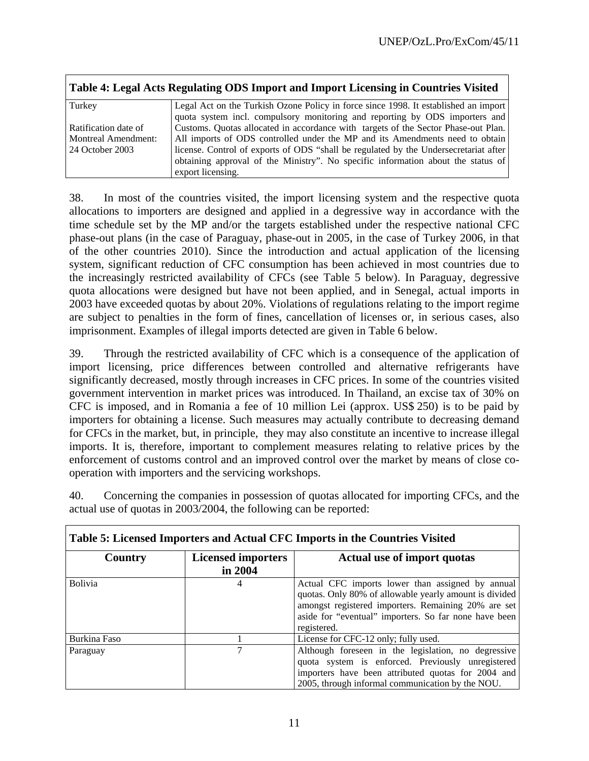**Table 4: Legal Acts Regulating ODS Import and Import Licensing in Countries Visited**

| | |
|---|---|
| Turkey<br><br>Ratification date of Montreal Amendment: 24 October 2003 | Legal Act on the Turkish Ozone Policy in force since 1998. It established an import quota system incl. compulsory monitoring and reporting by ODS importers and Customs. Quotas allocated in accordance with targets of the Sector Phase-out Plan. All imports of ODS controlled under the MP and its Amendments need to obtain license. Control of exports of ODS "shall be regulated by the Undersecretariat after obtaining approval of the Ministry". No specific information about the status of export licensing. |

38. In most of the countries visited, the import licensing system and the respective quota allocations to importers are designed and applied in a degressive way in accordance with the time schedule set by the MP and/or the targets established under the respective national CFC phase-out plans (in the case of Paraguay, phase-out in 2005, in the case of Turkey 2006, in that of the other countries 2010). Since the introduction and actual application of the licensing system, significant reduction of CFC consumption has been achieved in most countries due to the increasingly restricted availability of CFCs (see Table 5 below). In Paraguay, degressive quota allocations were designed but have not been applied, and in Senegal, actual imports in 2003 have exceeded quotas by about 20%. Violations of regulations relating to the import regime are subject to penalties in the form of fines, cancellation of licenses or, in serious cases, also imprisonment. Examples of illegal imports detected are given in Table 6 below.

39. Through the restricted availability of CFC which is a consequence of the application of import licensing, price differences between controlled and alternative refrigerants have significantly decreased, mostly through increases in CFC prices. In some of the countries visited government intervention in market prices was introduced. In Thailand, an excise tax of 30% on CFC is imposed, and in Romania a fee of 10 million Lei (approx. US$ 250) is to be paid by importers for obtaining a license. Such measures may actually contribute to decreasing demand for CFCs in the market, but, in principle, they may also constitute an incentive to increase illegal imports. It is, therefore, important to complement measures relating to relative prices by the enforcement of customs control and an improved control over the market by means of close co-operation with importers and the servicing workshops.

40. Concerning the companies in possession of quotas allocated for importing CFCs, and the actual use of quotas in 2003/2004, the following can be reported:

**Table 5: Licensed Importers and Actual CFC Imports in the Countries Visited**

| Country | Licensed importers in 2004 | Actual use of import quotas |
|---|---|---|
| Bolivia | 4 | Actual CFC imports lower than assigned by annual quotas. Only 80% of allowable yearly amount is divided amongst registered importers. Remaining 20% are set aside for "eventual" importers. So far none have been registered. |
| Burkina Faso | 1 | License for CFC-12 only; fully used. |
| Paraguay | 7 | Although foreseen in the legislation, no degressive quota system is enforced. Previously unregistered importers have been attributed quotas for 2004 and 2005, through informal communication by the NOU. |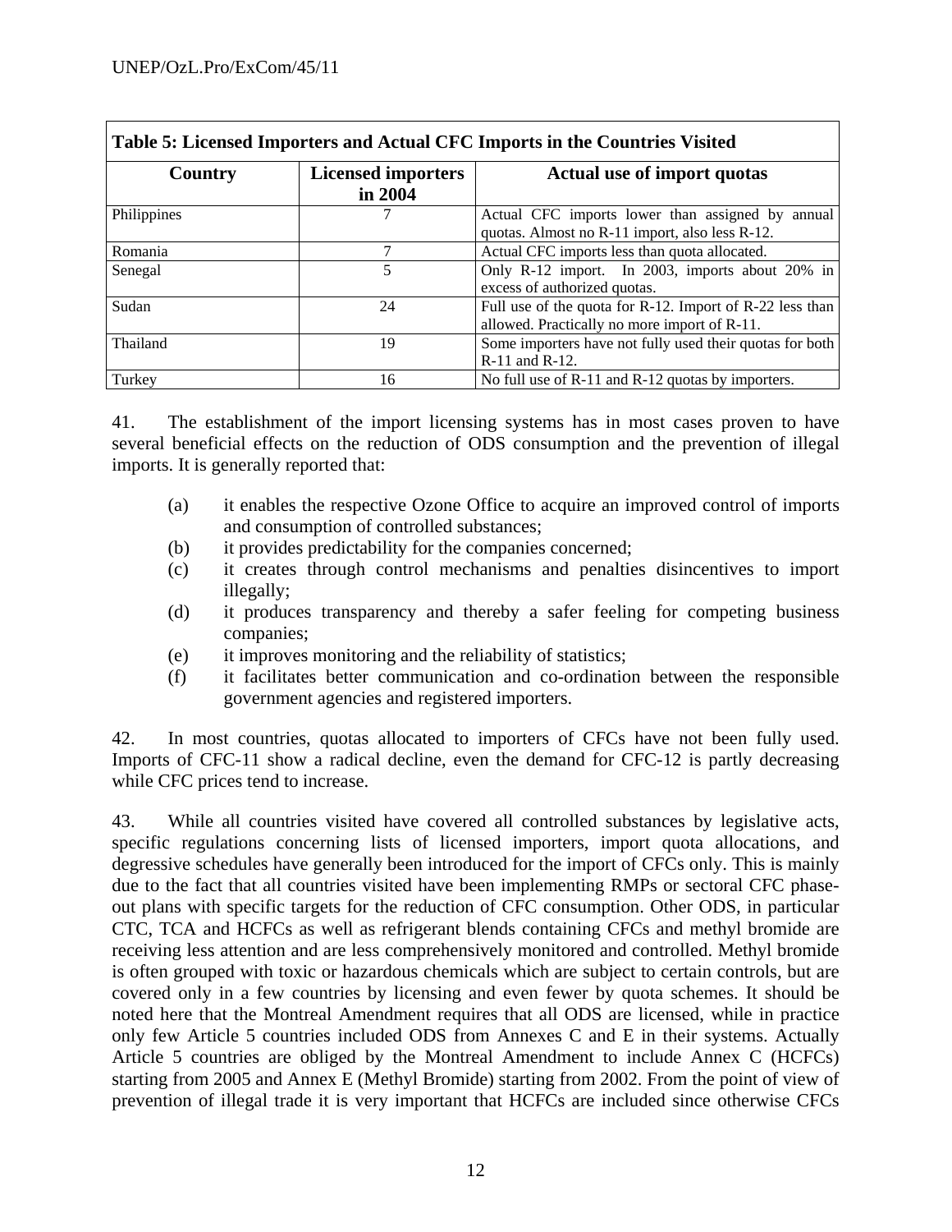**Table 5: Licensed Importers and Actual CFC Imports in the Countries Visited**

| Country | Licensed importers in 2004 | Actual use of import quotas |
|---|---|---|
| Philippines | 7 | Actual CFC imports lower than assigned by annual quotas. Almost no R-11 import, also less R-12. |
| Romania | 7 | Actual CFC imports less than quota allocated. |
| Senegal | 5 | Only R-12 import. In 2003, imports about 20% in excess of authorized quotas. |
| Sudan | 24 | Full use of the quota for R-12. Import of R-22 less than allowed. Practically no more import of R-11. |
| Thailand | 19 | Some importers have not fully used their quotas for both R-11 and R-12. |
| Turkey | 16 | No full use of R-11 and R-12 quotas by importers. |

41. The establishment of the import licensing systems has in most cases proven to have several beneficial effects on the reduction of ODS consumption and the prevention of illegal imports. It is generally reported that:

(a) it enables the respective Ozone Office to acquire an improved control of imports and consumption of controlled substances;

(b) it provides predictability for the companies concerned;

(c) it creates through control mechanisms and penalties disincentives to import illegally;

(d) it produces transparency and thereby a safer feeling for competing business companies;

(e) it improves monitoring and the reliability of statistics;

(f) it facilitates better communication and co-ordination between the responsible government agencies and registered importers.

42. In most countries, quotas allocated to importers of CFCs have not been fully used. Imports of CFC-11 show a radical decline, even the demand for CFC-12 is partly decreasing while CFC prices tend to increase.

43. While all countries visited have covered all controlled substances by legislative acts, specific regulations concerning lists of licensed importers, import quota allocations, and degressive schedules have generally been introduced for the import of CFCs only. This is mainly due to the fact that all countries visited have been implementing RMPs or sectoral CFC phase-out plans with specific targets for the reduction of CFC consumption. Other ODS, in particular CTC, TCA and HCFCs as well as refrigerant blends containing CFCs and methyl bromide are receiving less attention and are less comprehensively monitored and controlled. Methyl bromide is often grouped with toxic or hazardous chemicals which are subject to certain controls, but are covered only in a few countries by licensing and even fewer by quota schemes. It should be noted here that the Montreal Amendment requires that all ODS are licensed, while in practice only few Article 5 countries included ODS from Annexes C and E in their systems. Actually Article 5 countries are obliged by the Montreal Amendment to include Annex C (HCFCs) starting from 2005 and Annex E (Methyl Bromide) starting from 2002. From the point of view of prevention of illegal trade it is very important that HCFCs are included since otherwise CFCs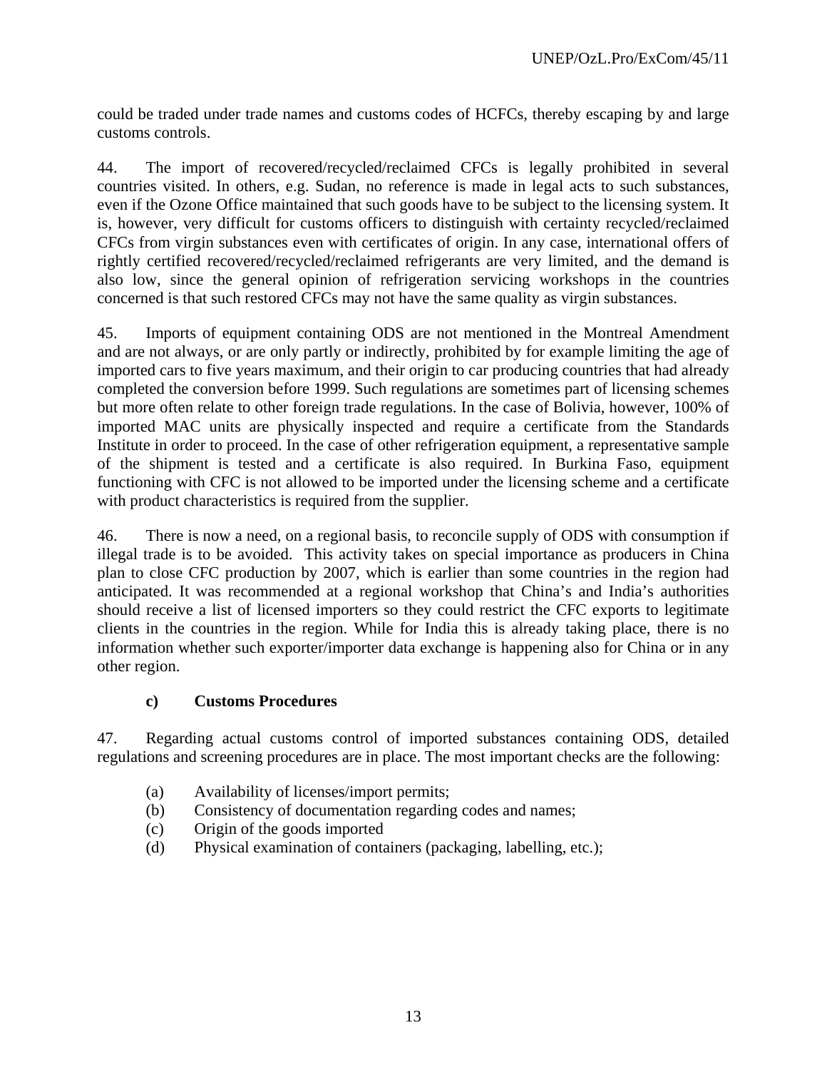could be traded under trade names and customs codes of HCFCs, thereby escaping by and large customs controls.

44. The import of recovered/recycled/reclaimed CFCs is legally prohibited in several countries visited. In others, e.g. Sudan, no reference is made in legal acts to such substances, even if the Ozone Office maintained that such goods have to be subject to the licensing system. It is, however, very difficult for customs officers to distinguish with certainty recycled/reclaimed CFCs from virgin substances even with certificates of origin. In any case, international offers of rightly certified recovered/recycled/reclaimed refrigerants are very limited, and the demand is also low, since the general opinion of refrigeration servicing workshops in the countries concerned is that such restored CFCs may not have the same quality as virgin substances.

45. Imports of equipment containing ODS are not mentioned in the Montreal Amendment and are not always, or are only partly or indirectly, prohibited by for example limiting the age of imported cars to five years maximum, and their origin to car producing countries that had already completed the conversion before 1999. Such regulations are sometimes part of licensing schemes but more often relate to other foreign trade regulations. In the case of Bolivia, however, 100% of imported MAC units are physically inspected and require a certificate from the Standards Institute in order to proceed. In the case of other refrigeration equipment, a representative sample of the shipment is tested and a certificate is also required. In Burkina Faso, equipment functioning with CFC is not allowed to be imported under the licensing scheme and a certificate with product characteristics is required from the supplier.

46. There is now a need, on a regional basis, to reconcile supply of ODS with consumption if illegal trade is to be avoided. This activity takes on special importance as producers in China plan to close CFC production by 2007, which is earlier than some countries in the region had anticipated. It was recommended at a regional workshop that China's and India's authorities should receive a list of licensed importers so they could restrict the CFC exports to legitimate clients in the countries in the region. While for India this is already taking place, there is no information whether such exporter/importer data exchange is happening also for China or in any other region.

### c) Customs Procedures

47. Regarding actual customs control of imported substances containing ODS, detailed regulations and screening procedures are in place. The most important checks are the following:

(a) Availability of licenses/import permits;
(b) Consistency of documentation regarding codes and names;
(c) Origin of the goods imported
(d) Physical examination of containers (packaging, labelling, etc.);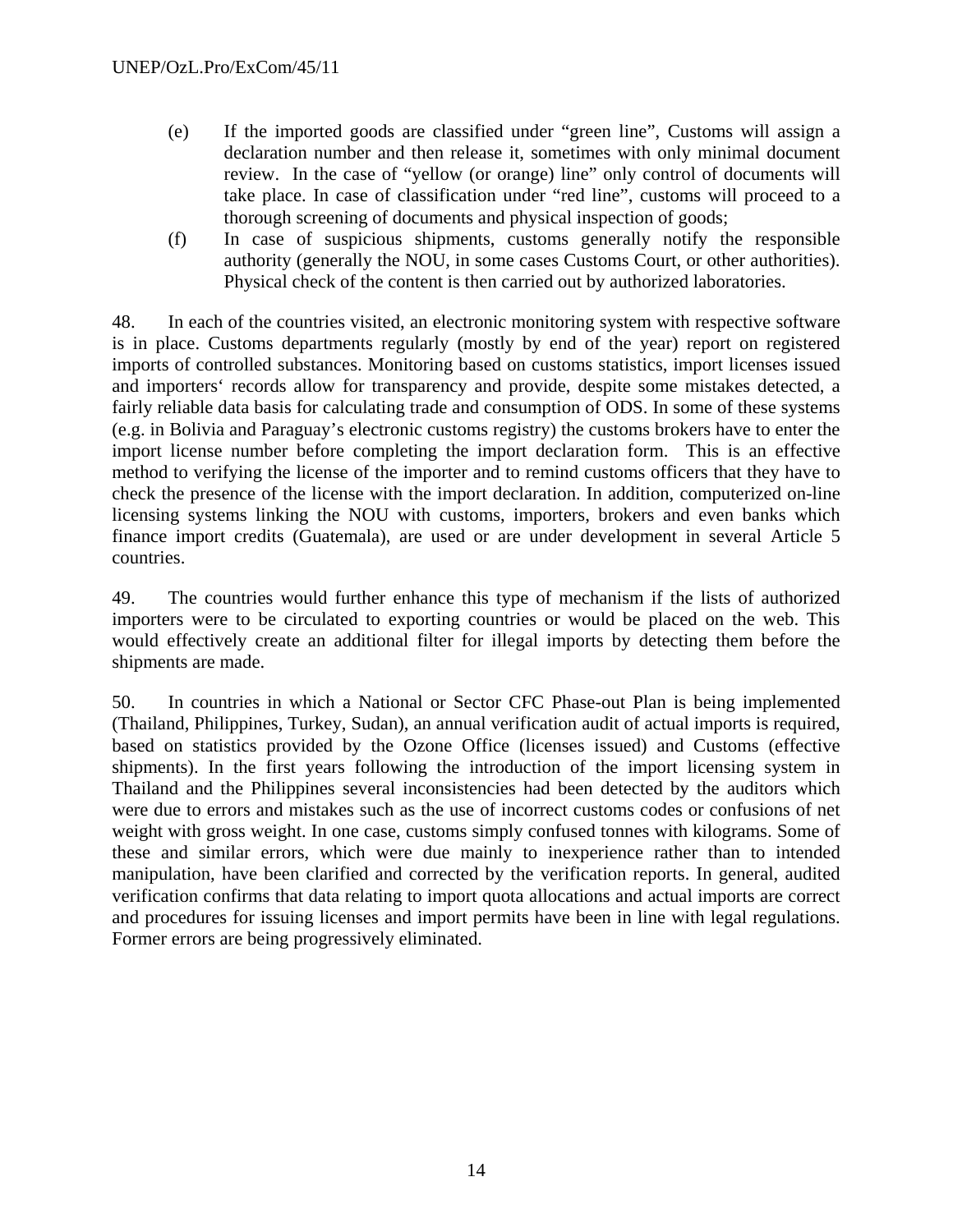(e) If the imported goods are classified under "green line", Customs will assign a declaration number and then release it, sometimes with only minimal document review. In the case of "yellow (or orange) line" only control of documents will take place. In case of classification under "red line", customs will proceed to a thorough screening of documents and physical inspection of goods;

(f) In case of suspicious shipments, customs generally notify the responsible authority (generally the NOU, in some cases Customs Court, or other authorities). Physical check of the content is then carried out by authorized laboratories.

48. In each of the countries visited, an electronic monitoring system with respective software is in place. Customs departments regularly (mostly by end of the year) report on registered imports of controlled substances. Monitoring based on customs statistics, import licenses issued and importers' records allow for transparency and provide, despite some mistakes detected, a fairly reliable data basis for calculating trade and consumption of ODS. In some of these systems (e.g. in Bolivia and Paraguay's electronic customs registry) the customs brokers have to enter the import license number before completing the import declaration form. This is an effective method to verifying the license of the importer and to remind customs officers that they have to check the presence of the license with the import declaration. In addition, computerized on-line licensing systems linking the NOU with customs, importers, brokers and even banks which finance import credits (Guatemala), are used or are under development in several Article 5 countries.

49. The countries would further enhance this type of mechanism if the lists of authorized importers were to be circulated to exporting countries or would be placed on the web. This would effectively create an additional filter for illegal imports by detecting them before the shipments are made.

50. In countries in which a National or Sector CFC Phase-out Plan is being implemented (Thailand, Philippines, Turkey, Sudan), an annual verification audit of actual imports is required, based on statistics provided by the Ozone Office (licenses issued) and Customs (effective shipments). In the first years following the introduction of the import licensing system in Thailand and the Philippines several inconsistencies had been detected by the auditors which were due to errors and mistakes such as the use of incorrect customs codes or confusions of net weight with gross weight. In one case, customs simply confused tonnes with kilograms. Some of these and similar errors, which were due mainly to inexperience rather than to intended manipulation, have been clarified and corrected by the verification reports. In general, audited verification confirms that data relating to import quota allocations and actual imports are correct and procedures for issuing licenses and import permits have been in line with legal regulations. Former errors are being progressively eliminated.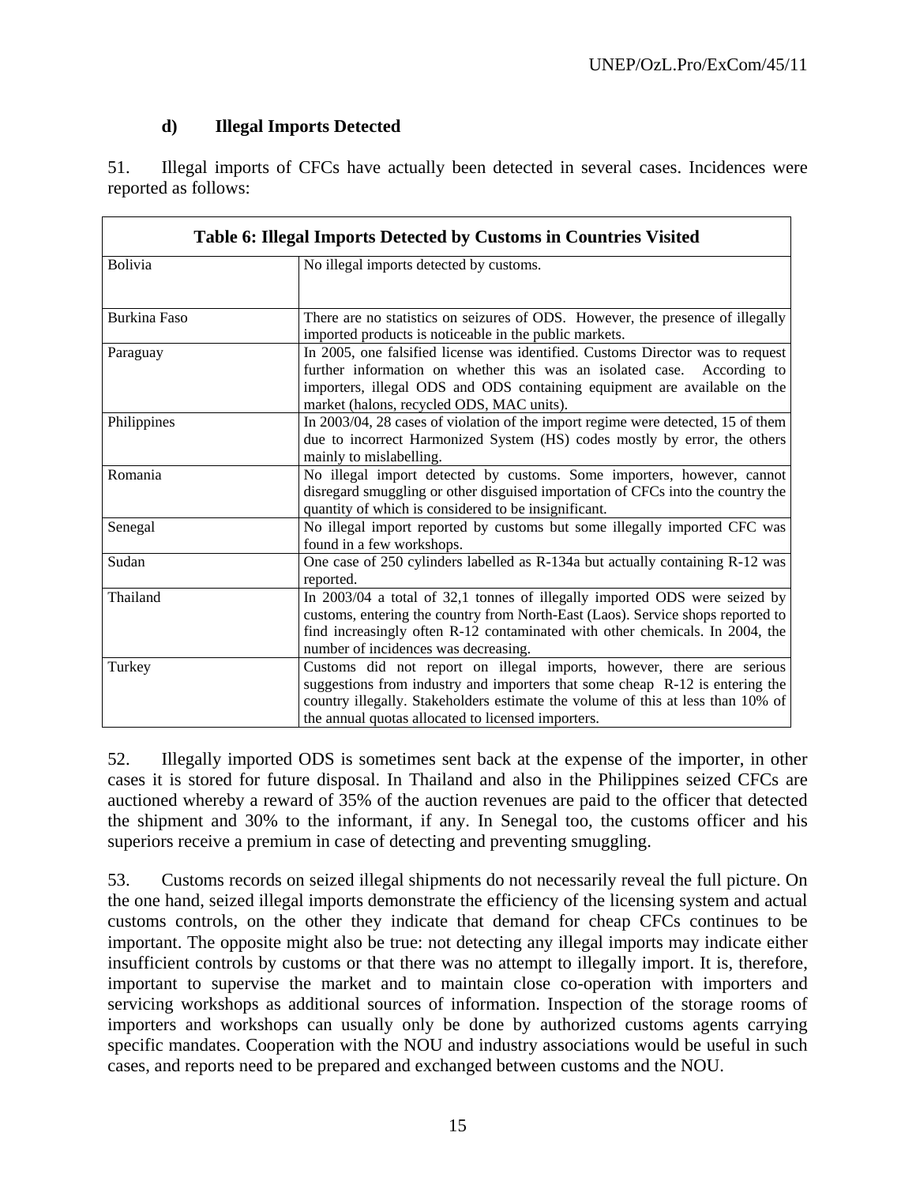### d) Illegal Imports Detected

51. Illegal imports of CFCs have actually been detected in several cases. Incidences were reported as follows:

| Table 6: Illegal Imports Detected by Customs in Countries Visited | |
|---|---|
| Bolivia | No illegal imports detected by customs. |
| Burkina Faso | There are no statistics on seizures of ODS. However, the presence of illegally imported products is noticeable in the public markets. |
| Paraguay | In 2005, one falsified license was identified. Customs Director was to request further information on whether this was an isolated case. According to importers, illegal ODS and ODS containing equipment are available on the market (halons, recycled ODS, MAC units). |
| Philippines | In 2003/04, 28 cases of violation of the import regime were detected, 15 of them due to incorrect Harmonized System (HS) codes mostly by error, the others mainly to mislabelling. |
| Romania | No illegal import detected by customs. Some importers, however, cannot disregard smuggling or other disguised importation of CFCs into the country the quantity of which is considered to be insignificant. |
| Senegal | No illegal import reported by customs but some illegally imported CFC was found in a few workshops. |
| Sudan | One case of 250 cylinders labelled as R-134a but actually containing R-12 was reported. |
| Thailand | In 2003/04 a total of 32,1 tonnes of illegally imported ODS were seized by customs, entering the country from North-East (Laos). Service shops reported to find increasingly often R-12 contaminated with other chemicals. In 2004, the number of incidences was decreasing. |
| Turkey | Customs did not report on illegal imports, however, there are serious suggestions from industry and importers that some cheap R-12 is entering the country illegally. Stakeholders estimate the volume of this at less than 10% of the annual quotas allocated to licensed importers. |

52. Illegally imported ODS is sometimes sent back at the expense of the importer, in other cases it is stored for future disposal. In Thailand and also in the Philippines seized CFCs are auctioned whereby a reward of 35% of the auction revenues are paid to the officer that detected the shipment and 30% to the informant, if any. In Senegal too, the customs officer and his superiors receive a premium in case of detecting and preventing smuggling.

53. Customs records on seized illegal shipments do not necessarily reveal the full picture. On the one hand, seized illegal imports demonstrate the efficiency of the licensing system and actual customs controls, on the other they indicate that demand for cheap CFCs continues to be important. The opposite might also be true: not detecting any illegal imports may indicate either insufficient controls by customs or that there was no attempt to illegally import. It is, therefore, important to supervise the market and to maintain close co-operation with importers and servicing workshops as additional sources of information. Inspection of the storage rooms of importers and workshops can usually only be done by authorized customs agents carrying specific mandates. Cooperation with the NOU and industry associations would be useful in such cases, and reports need to be prepared and exchanged between customs and the NOU.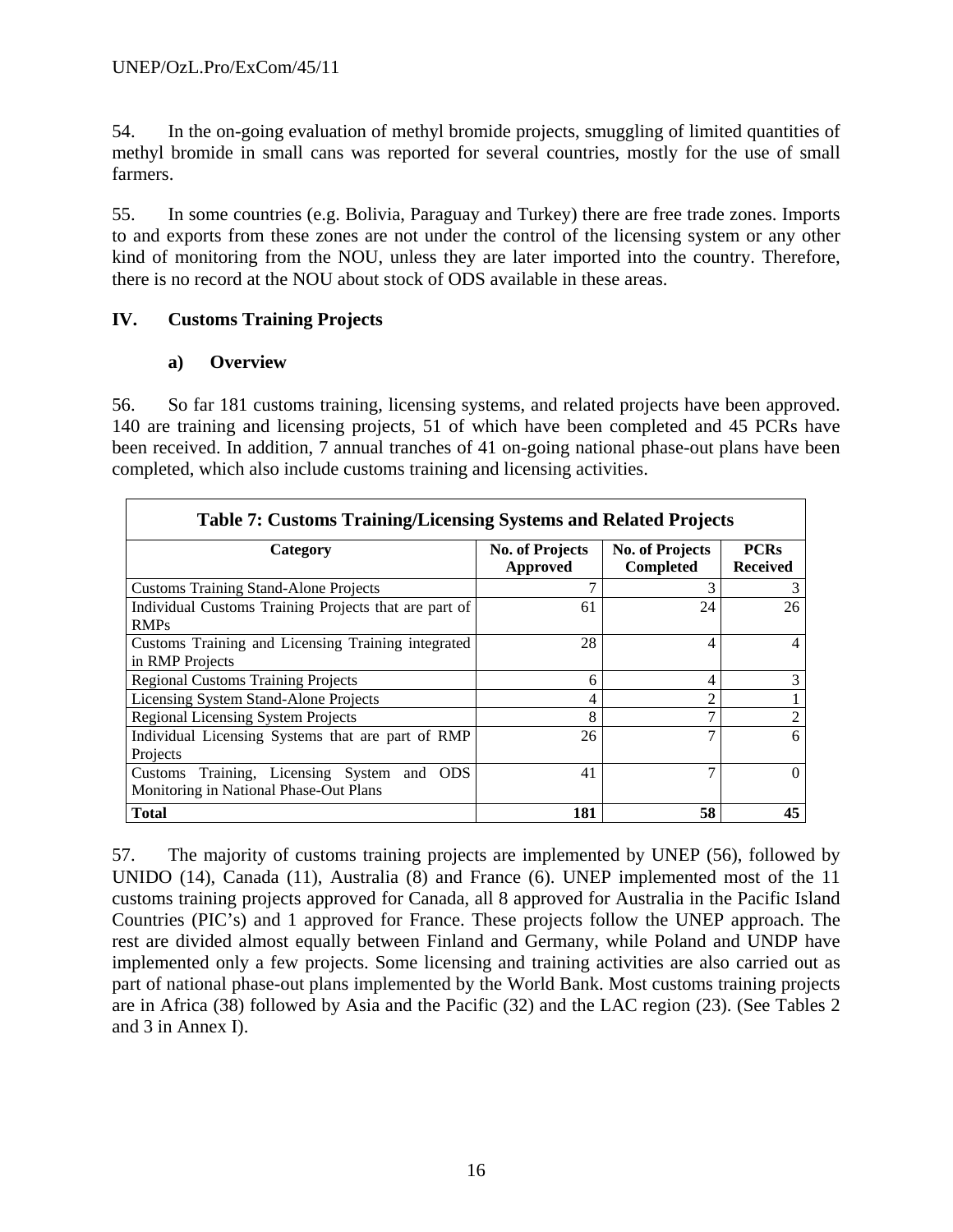54. In the on-going evaluation of methyl bromide projects, smuggling of limited quantities of methyl bromide in small cans was reported for several countries, mostly for the use of small farmers.

55. In some countries (e.g. Bolivia, Paraguay and Turkey) there are free trade zones. Imports to and exports from these zones are not under the control of the licensing system or any other kind of monitoring from the NOU, unless they are later imported into the country. Therefore, there is no record at the NOU about stock of ODS available in these areas.

## IV. Customs Training Projects

### a) Overview

56. So far 181 customs training, licensing systems, and related projects have been approved. 140 are training and licensing projects, 51 of which have been completed and 45 PCRs have been received. In addition, 7 annual tranches of 41 on-going national phase-out plans have been completed, which also include customs training and licensing activities.

**Table 7: Customs Training/Licensing Systems and Related Projects**

| Category | No. of Projects Approved | No. of Projects Completed | PCRs Received |
|---|---|---|---|
| Customs Training Stand-Alone Projects | 7 | 3 | 3 |
| Individual Customs Training Projects that are part of RMPs | 61 | 24 | 26 |
| Customs Training and Licensing Training integrated in RMP Projects | 28 | 4 | 4 |
| Regional Customs Training Projects | 6 | 4 | 3 |
| Licensing System Stand-Alone Projects | 4 | 2 | 1 |
| Regional Licensing System Projects | 8 | 7 | 2 |
| Individual Licensing Systems that are part of RMP Projects | 26 | 7 | 6 |
| Customs Training, Licensing System and ODS Monitoring in National Phase-Out Plans | 41 | 7 | 0 |
| **Total** | **181** | **58** | **45** |

57. The majority of customs training projects are implemented by UNEP (56), followed by UNIDO (14), Canada (11), Australia (8) and France (6). UNEP implemented most of the 11 customs training projects approved for Canada, all 8 approved for Australia in the Pacific Island Countries (PIC's) and 1 approved for France. These projects follow the UNEP approach. The rest are divided almost equally between Finland and Germany, while Poland and UNDP have implemented only a few projects. Some licensing and training activities are also carried out as part of national phase-out plans implemented by the World Bank. Most customs training projects are in Africa (38) followed by Asia and the Pacific (32) and the LAC region (23). (See Tables 2 and 3 in Annex I).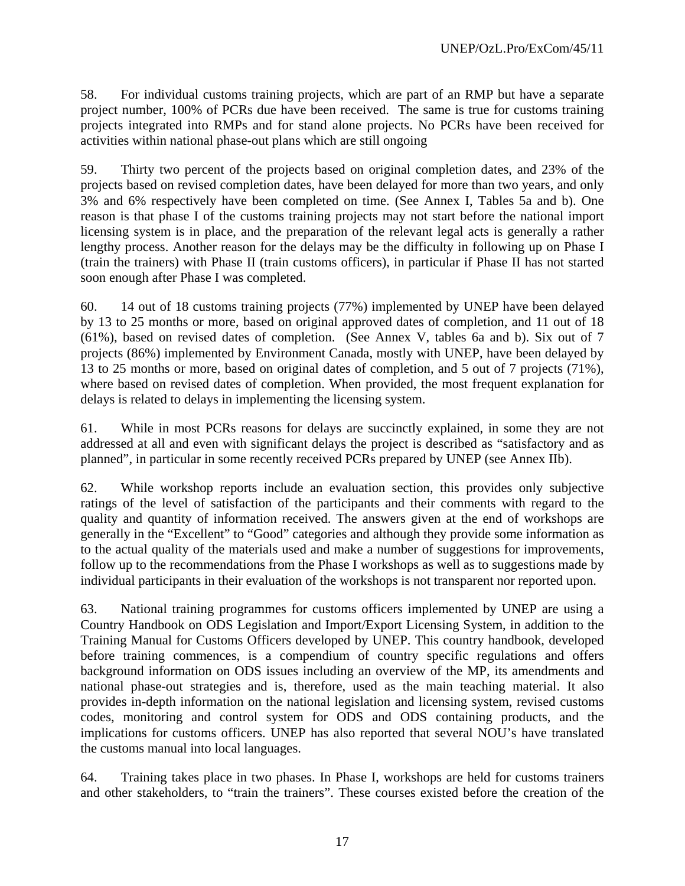58. For individual customs training projects, which are part of an RMP but have a separate project number, 100% of PCRs due have been received. The same is true for customs training projects integrated into RMPs and for stand alone projects. No PCRs have been received for activities within national phase-out plans which are still ongoing

59. Thirty two percent of the projects based on original completion dates, and 23% of the projects based on revised completion dates, have been delayed for more than two years, and only 3% and 6% respectively have been completed on time. (See Annex I, Tables 5a and b). One reason is that phase I of the customs training projects may not start before the national import licensing system is in place, and the preparation of the relevant legal acts is generally a rather lengthy process. Another reason for the delays may be the difficulty in following up on Phase I (train the trainers) with Phase II (train customs officers), in particular if Phase II has not started soon enough after Phase I was completed.

60. 14 out of 18 customs training projects (77%) implemented by UNEP have been delayed by 13 to 25 months or more, based on original approved dates of completion, and 11 out of 18 (61%), based on revised dates of completion. (See Annex V, tables 6a and b). Six out of 7 projects (86%) implemented by Environment Canada, mostly with UNEP, have been delayed by 13 to 25 months or more, based on original dates of completion, and 5 out of 7 projects (71%), where based on revised dates of completion. When provided, the most frequent explanation for delays is related to delays in implementing the licensing system.

61. While in most PCRs reasons for delays are succinctly explained, in some they are not addressed at all and even with significant delays the project is described as "satisfactory and as planned", in particular in some recently received PCRs prepared by UNEP (see Annex IIb).

62. While workshop reports include an evaluation section, this provides only subjective ratings of the level of satisfaction of the participants and their comments with regard to the quality and quantity of information received. The answers given at the end of workshops are generally in the "Excellent" to "Good" categories and although they provide some information as to the actual quality of the materials used and make a number of suggestions for improvements, follow up to the recommendations from the Phase I workshops as well as to suggestions made by individual participants in their evaluation of the workshops is not transparent nor reported upon.

63. National training programmes for customs officers implemented by UNEP are using a Country Handbook on ODS Legislation and Import/Export Licensing System, in addition to the Training Manual for Customs Officers developed by UNEP. This country handbook, developed before training commences, is a compendium of country specific regulations and offers background information on ODS issues including an overview of the MP, its amendments and national phase-out strategies and is, therefore, used as the main teaching material. It also provides in-depth information on the national legislation and licensing system, revised customs codes, monitoring and control system for ODS and ODS containing products, and the implications for customs officers. UNEP has also reported that several NOU's have translated the customs manual into local languages.

64. Training takes place in two phases. In Phase I, workshops are held for customs trainers and other stakeholders, to "train the trainers". These courses existed before the creation of the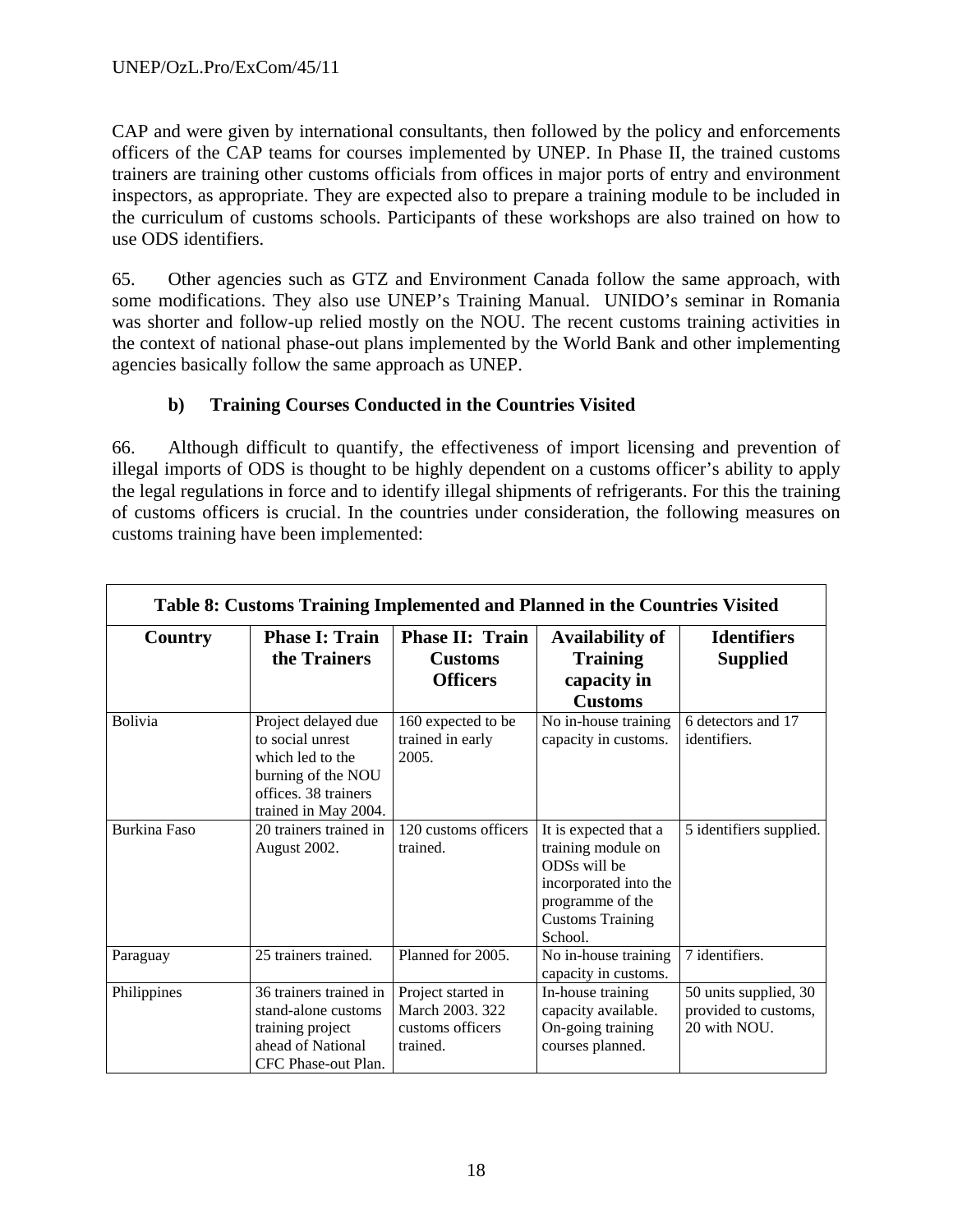CAP and were given by international consultants, then followed by the policy and enforcements officers of the CAP teams for courses implemented by UNEP. In Phase II, the trained customs trainers are training other customs officials from offices in major ports of entry and environment inspectors, as appropriate. They are expected also to prepare a training module to be included in the curriculum of customs schools. Participants of these workshops are also trained on how to use ODS identifiers.

65. Other agencies such as GTZ and Environment Canada follow the same approach, with some modifications. They also use UNEP's Training Manual. UNIDO's seminar in Romania was shorter and follow-up relied mostly on the NOU. The recent customs training activities in the context of national phase-out plans implemented by the World Bank and other implementing agencies basically follow the same approach as UNEP.

### b) Training Courses Conducted in the Countries Visited

66. Although difficult to quantify, the effectiveness of import licensing and prevention of illegal imports of ODS is thought to be highly dependent on a customs officer's ability to apply the legal regulations in force and to identify illegal shipments of refrigerants. For this the training of customs officers is crucial. In the countries under consideration, the following measures on customs training have been implemented:

**Table 8: Customs Training Implemented and Planned in the Countries Visited**

| Country | Phase I: Train the Trainers | Phase II: Train Customs Officers | Availability of Training capacity in Customs | Identifiers Supplied |
|---|---|---|---|---|
| Bolivia | Project delayed due to social unrest which led to the burning of the NOU offices. 38 trainers trained in May 2004. | 160 expected to be trained in early 2005. | No in-house training capacity in customs. | 6 detectors and 17 identifiers. |
| Burkina Faso | 20 trainers trained in August 2002. | 120 customs officers trained. | It is expected that a training module on ODSs will be incorporated into the programme of the Customs Training School. | 5 identifiers supplied. |
| Paraguay | 25 trainers trained. | Planned for 2005. | No in-house training capacity in customs. | 7 identifiers. |
| Philippines | 36 trainers trained in stand-alone customs training project ahead of National CFC Phase-out Plan. | Project started in March 2003. 322 customs officers trained. | In-house training capacity available. On-going training courses planned. | 50 units supplied, 30 provided to customs, 20 with NOU. |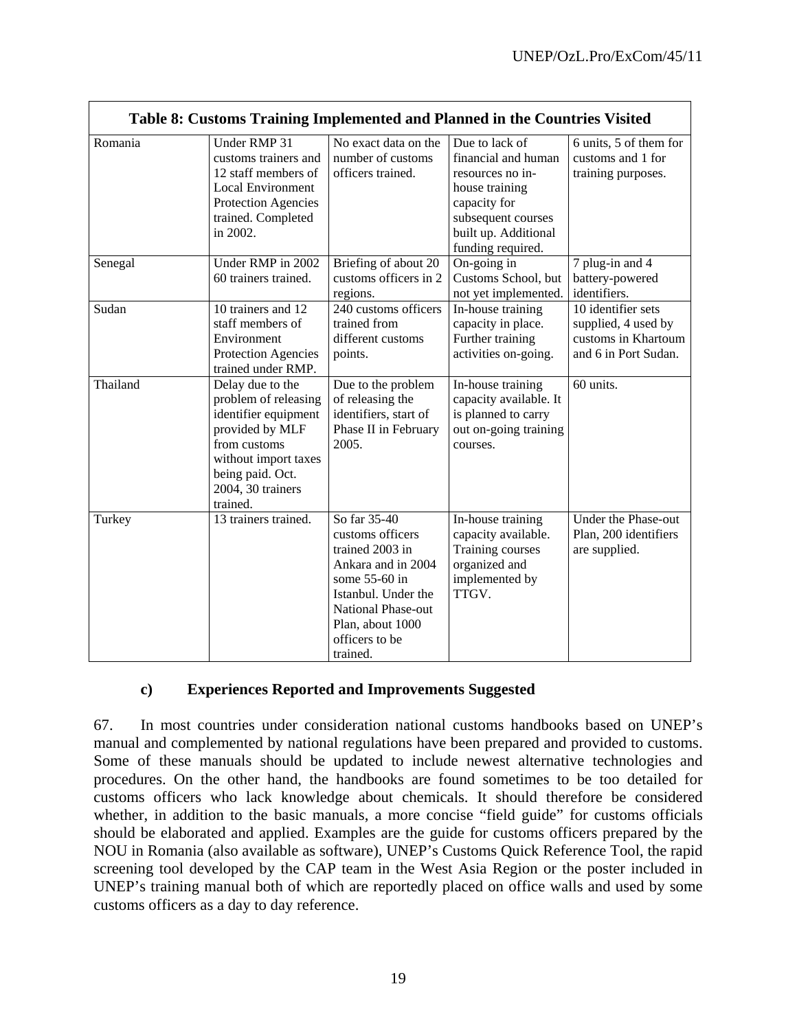**Table 8: Customs Training Implemented and Planned in the Countries Visited**

| | | | | |
|---|---|---|---|---|
| Romania | Under RMP 31 customs trainers and 12 staff members of Local Environment Protection Agencies trained. Completed in 2002. | No exact data on the number of customs officers trained. | Due to lack of financial and human resources no in-house training capacity for subsequent courses built up. Additional funding required. | 6 units, 5 of them for customs and 1 for training purposes. |
| Senegal | Under RMP in 2002 60 trainers trained. | Briefing of about 20 customs officers in 2 regions. | On-going in Customs School, but not yet implemented. | 7 plug-in and 4 battery-powered identifiers. |
| Sudan | 10 trainers and 12 staff members of Environment Protection Agencies trained under RMP. | 240 customs officers trained from different customs points. | In-house training capacity in place. Further training activities on-going. | 10 identifier sets supplied, 4 used by customs in Khartoum and 6 in Port Sudan. |
| Thailand | Delay due to the problem of releasing identifier equipment provided by MLF from customs without import taxes being paid. Oct. 2004, 30 trainers trained. | Due to the problem of releasing the identifiers, start of Phase II in February 2005. | In-house training capacity available. It is planned to carry out on-going training courses. | 60 units. |
| Turkey | 13 trainers trained. | So far 35-40 customs officers trained 2003 in Ankara and in 2004 some 55-60 in Istanbul. Under the National Phase-out Plan, about 1000 officers to be trained. | In-house training capacity available. Training courses organized and implemented by TTGV. | Under the Phase-out Plan, 200 identifiers are supplied. |

### c) Experiences Reported and Improvements Suggested

67. In most countries under consideration national customs handbooks based on UNEP's manual and complemented by national regulations have been prepared and provided to customs. Some of these manuals should be updated to include newest alternative technologies and procedures. On the other hand, the handbooks are found sometimes to be too detailed for customs officers who lack knowledge about chemicals. It should therefore be considered whether, in addition to the basic manuals, a more concise "field guide" for customs officials should be elaborated and applied. Examples are the guide for customs officers prepared by the NOU in Romania (also available as software), UNEP's Customs Quick Reference Tool, the rapid screening tool developed by the CAP team in the West Asia Region or the poster included in UNEP's training manual both of which are reportedly placed on office walls and used by some customs officers as a day to day reference.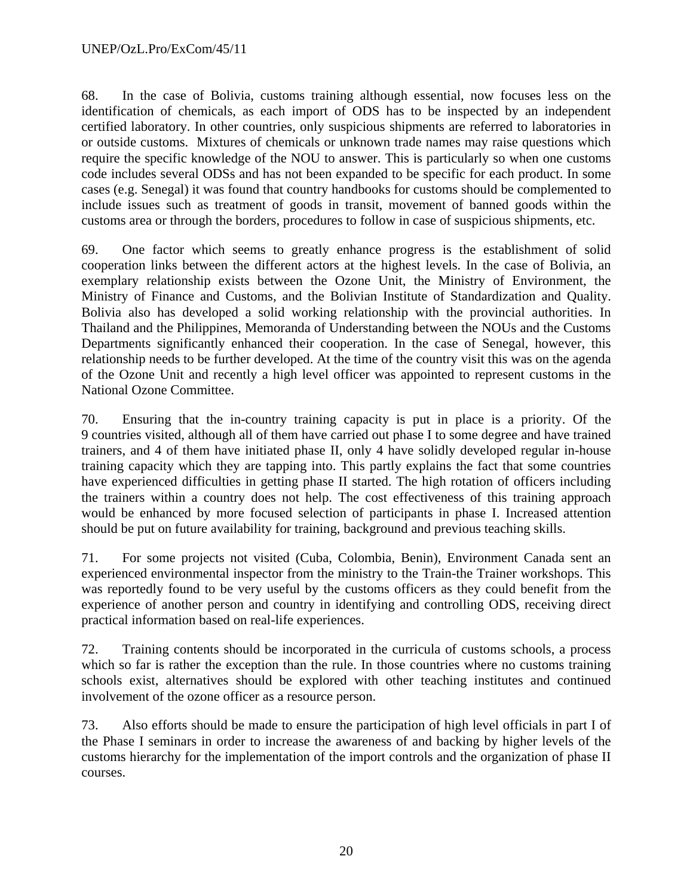68. In the case of Bolivia, customs training although essential, now focuses less on the identification of chemicals, as each import of ODS has to be inspected by an independent certified laboratory. In other countries, only suspicious shipments are referred to laboratories in or outside customs. Mixtures of chemicals or unknown trade names may raise questions which require the specific knowledge of the NOU to answer. This is particularly so when one customs code includes several ODSs and has not been expanded to be specific for each product. In some cases (e.g. Senegal) it was found that country handbooks for customs should be complemented to include issues such as treatment of goods in transit, movement of banned goods within the customs area or through the borders, procedures to follow in case of suspicious shipments, etc.

69. One factor which seems to greatly enhance progress is the establishment of solid cooperation links between the different actors at the highest levels. In the case of Bolivia, an exemplary relationship exists between the Ozone Unit, the Ministry of Environment, the Ministry of Finance and Customs, and the Bolivian Institute of Standardization and Quality. Bolivia also has developed a solid working relationship with the provincial authorities. In Thailand and the Philippines, Memoranda of Understanding between the NOUs and the Customs Departments significantly enhanced their cooperation. In the case of Senegal, however, this relationship needs to be further developed. At the time of the country visit this was on the agenda of the Ozone Unit and recently a high level officer was appointed to represent customs in the National Ozone Committee.

70. Ensuring that the in-country training capacity is put in place is a priority. Of the 9 countries visited, although all of them have carried out phase I to some degree and have trained trainers, and 4 of them have initiated phase II, only 4 have solidly developed regular in-house training capacity which they are tapping into. This partly explains the fact that some countries have experienced difficulties in getting phase II started. The high rotation of officers including the trainers within a country does not help. The cost effectiveness of this training approach would be enhanced by more focused selection of participants in phase I. Increased attention should be put on future availability for training, background and previous teaching skills.

71. For some projects not visited (Cuba, Colombia, Benin), Environment Canada sent an experienced environmental inspector from the ministry to the Train-the Trainer workshops. This was reportedly found to be very useful by the customs officers as they could benefit from the experience of another person and country in identifying and controlling ODS, receiving direct practical information based on real-life experiences.

72. Training contents should be incorporated in the curricula of customs schools, a process which so far is rather the exception than the rule. In those countries where no customs training schools exist, alternatives should be explored with other teaching institutes and continued involvement of the ozone officer as a resource person.

73. Also efforts should be made to ensure the participation of high level officials in part I of the Phase I seminars in order to increase the awareness of and backing by higher levels of the customs hierarchy for the implementation of the import controls and the organization of phase II courses.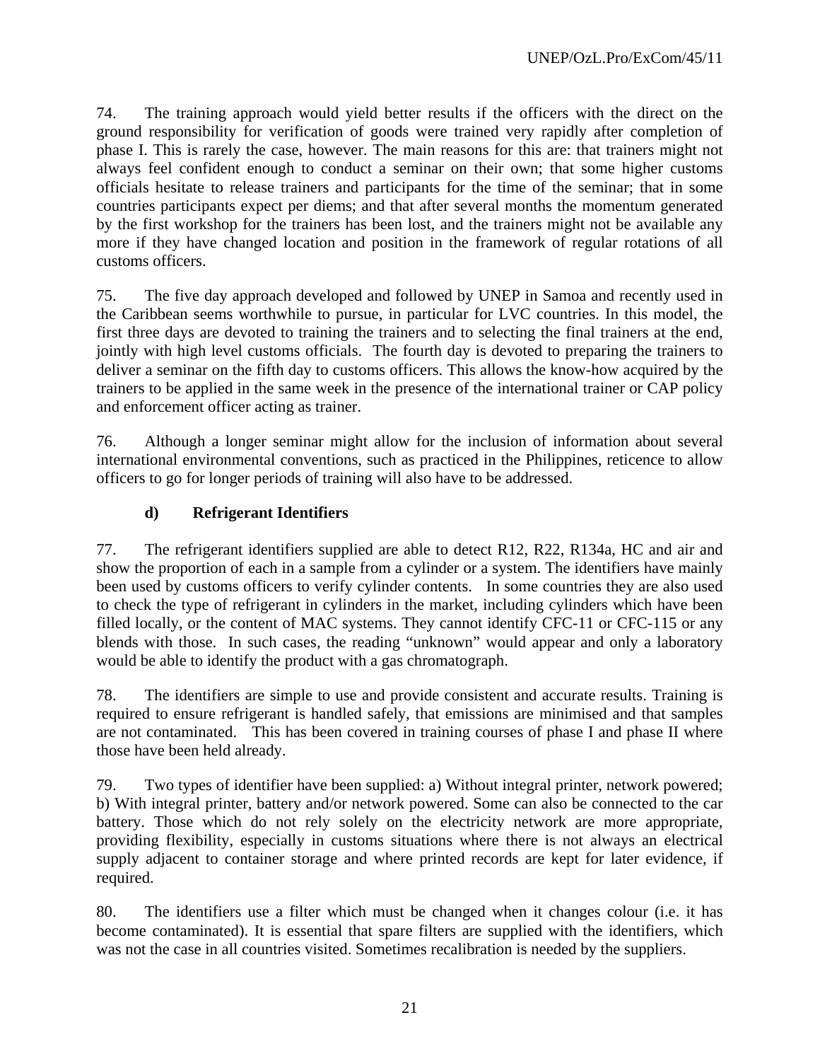74. The training approach would yield better results if the officers with the direct on the ground responsibility for verification of goods were trained very rapidly after completion of phase I. This is rarely the case, however. The main reasons for this are: that trainers might not always feel confident enough to conduct a seminar on their own; that some higher customs officials hesitate to release trainers and participants for the time of the seminar; that in some countries participants expect per diems; and that after several months the momentum generated by the first workshop for the trainers has been lost, and the trainers might not be available any more if they have changed location and position in the framework of regular rotations of all customs officers.

75. The five day approach developed and followed by UNEP in Samoa and recently used in the Caribbean seems worthwhile to pursue, in particular for LVC countries. In this model, the first three days are devoted to training the trainers and to selecting the final trainers at the end, jointly with high level customs officials. The fourth day is devoted to preparing the trainers to deliver a seminar on the fifth day to customs officers. This allows the know-how acquired by the trainers to be applied in the same week in the presence of the international trainer or CAP policy and enforcement officer acting as trainer.

76. Although a longer seminar might allow for the inclusion of information about several international environmental conventions, such as practiced in the Philippines, reticence to allow officers to go for longer periods of training will also have to be addressed.

### d) Refrigerant Identifiers

77. The refrigerant identifiers supplied are able to detect R12, R22, R134a, HC and air and show the proportion of each in a sample from a cylinder or a system. The identifiers have mainly been used by customs officers to verify cylinder contents. In some countries they are also used to check the type of refrigerant in cylinders in the market, including cylinders which have been filled locally, or the content of MAC systems. They cannot identify CFC-11 or CFC-115 or any blends with those. In such cases, the reading "unknown" would appear and only a laboratory would be able to identify the product with a gas chromatograph.

78. The identifiers are simple to use and provide consistent and accurate results. Training is required to ensure refrigerant is handled safely, that emissions are minimised and that samples are not contaminated. This has been covered in training courses of phase I and phase II where those have been held already.

79. Two types of identifier have been supplied: a) Without integral printer, network powered; b) With integral printer, battery and/or network powered. Some can also be connected to the car battery. Those which do not rely solely on the electricity network are more appropriate, providing flexibility, especially in customs situations where there is not always an electrical supply adjacent to container storage and where printed records are kept for later evidence, if required.

80. The identifiers use a filter which must be changed when it changes colour (i.e. it has become contaminated). It is essential that spare filters are supplied with the identifiers, which was not the case in all countries visited. Sometimes recalibration is needed by the suppliers.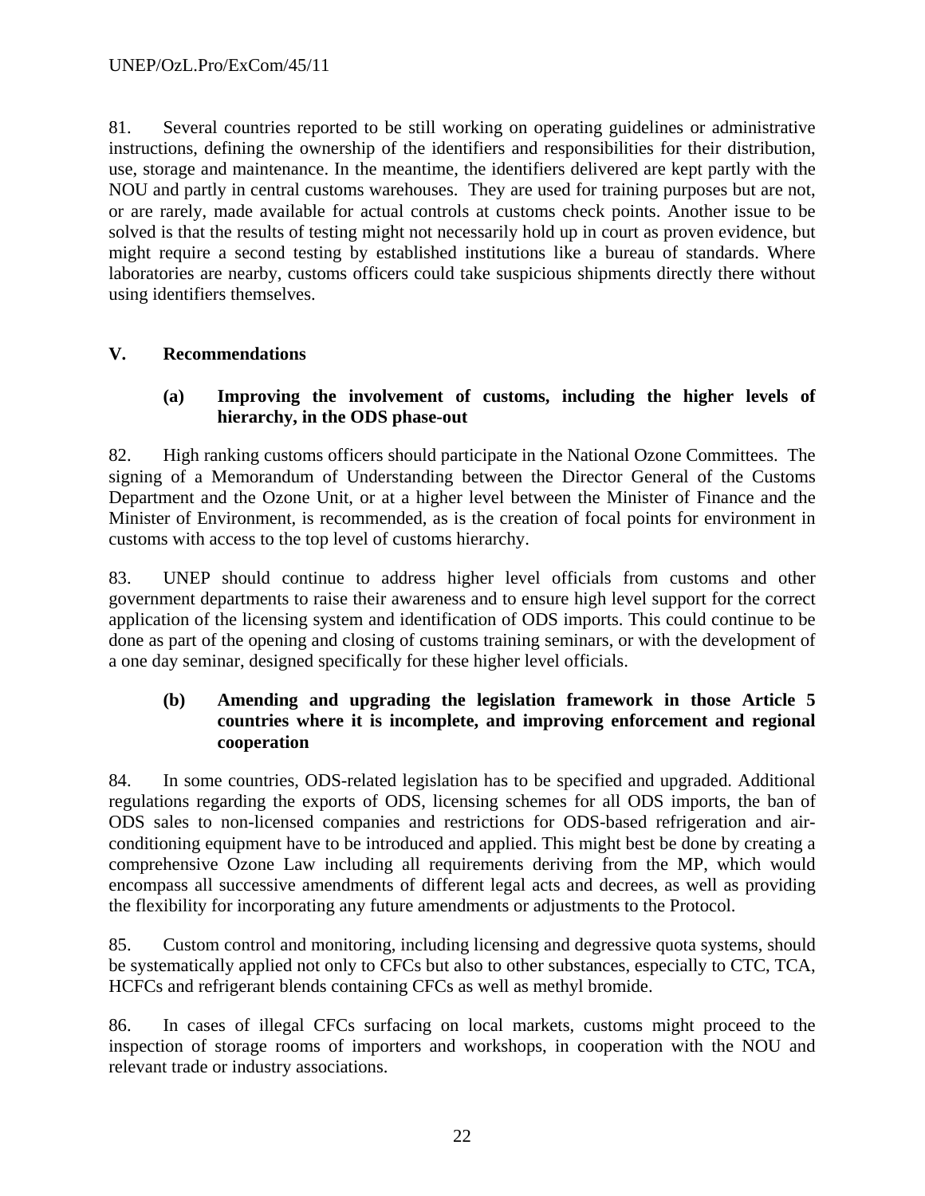81. Several countries reported to be still working on operating guidelines or administrative instructions, defining the ownership of the identifiers and responsibilities for their distribution, use, storage and maintenance. In the meantime, the identifiers delivered are kept partly with the NOU and partly in central customs warehouses. They are used for training purposes but are not, or are rarely, made available for actual controls at customs check points. Another issue to be solved is that the results of testing might not necessarily hold up in court as proven evidence, but might require a second testing by established institutions like a bureau of standards. Where laboratories are nearby, customs officers could take suspicious shipments directly there without using identifiers themselves.

## V. Recommendations

### (a) Improving the involvement of customs, including the higher levels of hierarchy, in the ODS phase-out

82. High ranking customs officers should participate in the National Ozone Committees. The signing of a Memorandum of Understanding between the Director General of the Customs Department and the Ozone Unit, or at a higher level between the Minister of Finance and the Minister of Environment, is recommended, as is the creation of focal points for environment in customs with access to the top level of customs hierarchy.

83. UNEP should continue to address higher level officials from customs and other government departments to raise their awareness and to ensure high level support for the correct application of the licensing system and identification of ODS imports. This could continue to be done as part of the opening and closing of customs training seminars, or with the development of a one day seminar, designed specifically for these higher level officials.

### (b) Amending and upgrading the legislation framework in those Article 5 countries where it is incomplete, and improving enforcement and regional cooperation

84. In some countries, ODS-related legislation has to be specified and upgraded. Additional regulations regarding the exports of ODS, licensing schemes for all ODS imports, the ban of ODS sales to non-licensed companies and restrictions for ODS-based refrigeration and air-conditioning equipment have to be introduced and applied. This might best be done by creating a comprehensive Ozone Law including all requirements deriving from the MP, which would encompass all successive amendments of different legal acts and decrees, as well as providing the flexibility for incorporating any future amendments or adjustments to the Protocol.

85. Custom control and monitoring, including licensing and degressive quota systems, should be systematically applied not only to CFCs but also to other substances, especially to CTC, TCA, HCFCs and refrigerant blends containing CFCs as well as methyl bromide.

86. In cases of illegal CFCs surfacing on local markets, customs might proceed to the inspection of storage rooms of importers and workshops, in cooperation with the NOU and relevant trade or industry associations.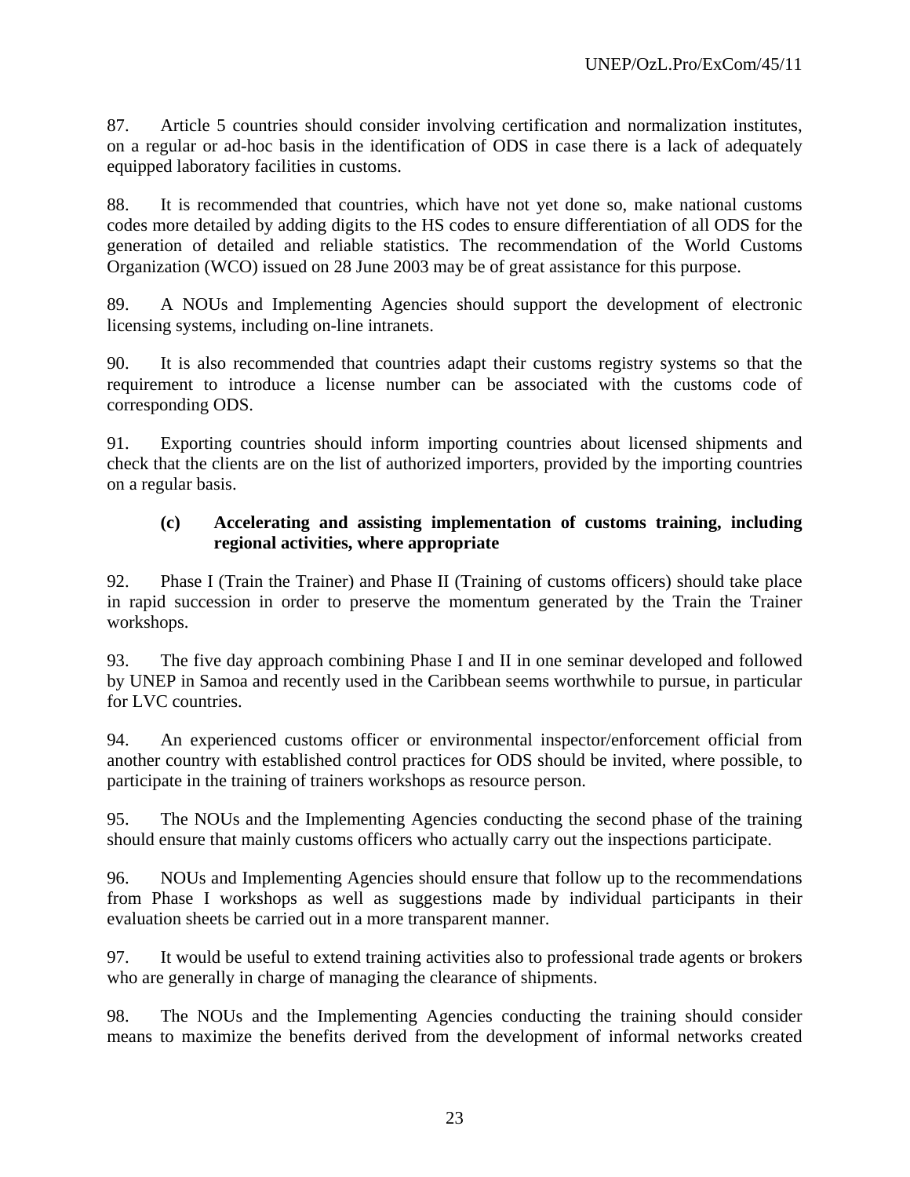87. Article 5 countries should consider involving certification and normalization institutes, on a regular or ad-hoc basis in the identification of ODS in case there is a lack of adequately equipped laboratory facilities in customs.

88. It is recommended that countries, which have not yet done so, make national customs codes more detailed by adding digits to the HS codes to ensure differentiation of all ODS for the generation of detailed and reliable statistics. The recommendation of the World Customs Organization (WCO) issued on 28 June 2003 may be of great assistance for this purpose.

89. A NOUs and Implementing Agencies should support the development of electronic licensing systems, including on-line intranets.

90. It is also recommended that countries adapt their customs registry systems so that the requirement to introduce a license number can be associated with the customs code of corresponding ODS.

91. Exporting countries should inform importing countries about licensed shipments and check that the clients are on the list of authorized importers, provided by the importing countries on a regular basis.

### (c) Accelerating and assisting implementation of customs training, including regional activities, where appropriate

92. Phase I (Train the Trainer) and Phase II (Training of customs officers) should take place in rapid succession in order to preserve the momentum generated by the Train the Trainer workshops.

93. The five day approach combining Phase I and II in one seminar developed and followed by UNEP in Samoa and recently used in the Caribbean seems worthwhile to pursue, in particular for LVC countries.

94. An experienced customs officer or environmental inspector/enforcement official from another country with established control practices for ODS should be invited, where possible, to participate in the training of trainers workshops as resource person.

95. The NOUs and the Implementing Agencies conducting the second phase of the training should ensure that mainly customs officers who actually carry out the inspections participate.

96. NOUs and Implementing Agencies should ensure that follow up to the recommendations from Phase I workshops as well as suggestions made by individual participants in their evaluation sheets be carried out in a more transparent manner.

97. It would be useful to extend training activities also to professional trade agents or brokers who are generally in charge of managing the clearance of shipments.

98. The NOUs and the Implementing Agencies conducting the training should consider means to maximize the benefits derived from the development of informal networks created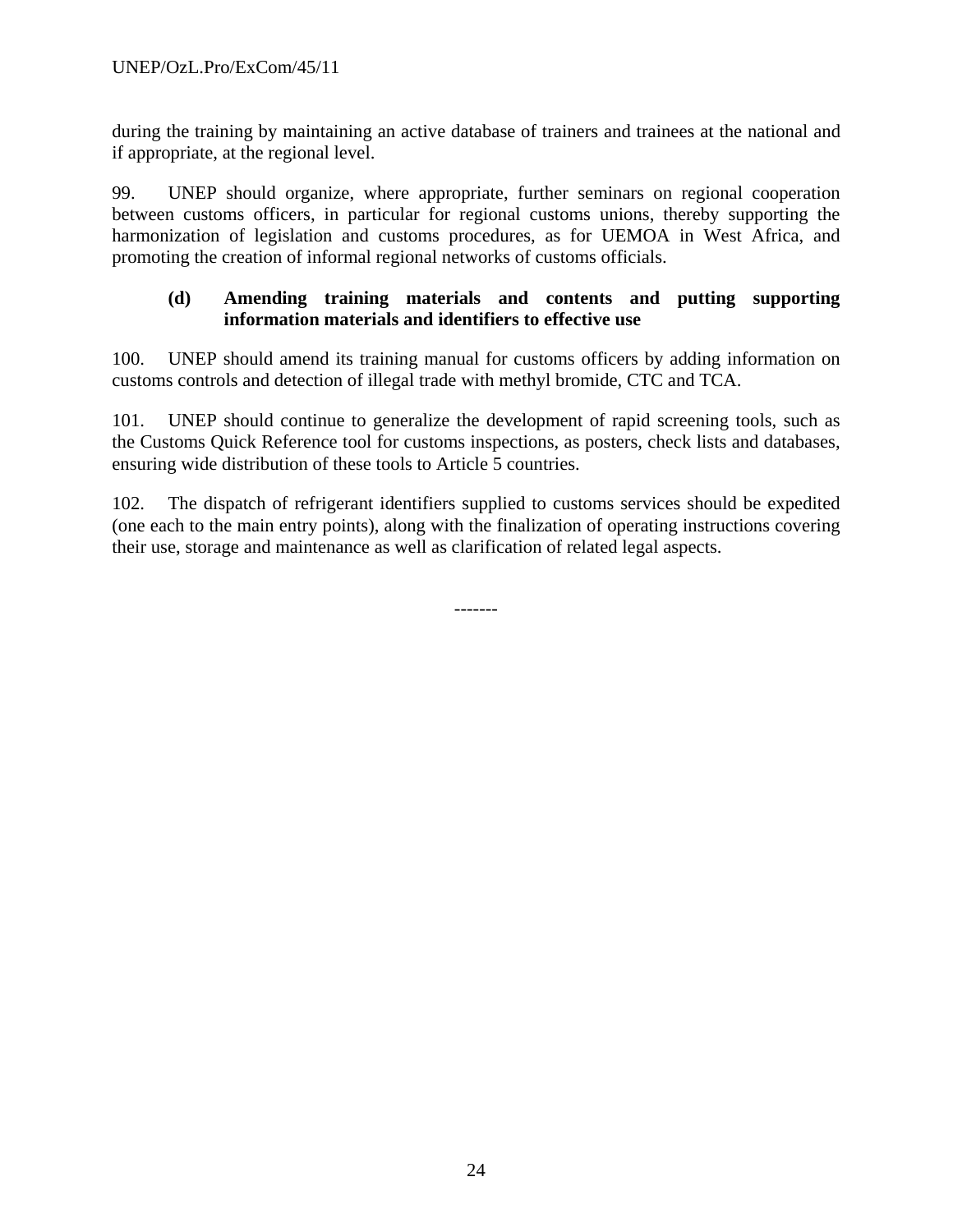during the training by maintaining an active database of trainers and trainees at the national and if appropriate, at the regional level.

99. UNEP should organize, where appropriate, further seminars on regional cooperation between customs officers, in particular for regional customs unions, thereby supporting the harmonization of legislation and customs procedures, as for UEMOA in West Africa, and promoting the creation of informal regional networks of customs officials.

**(d) Amending training materials and contents and putting supporting information materials and identifiers to effective use**

100. UNEP should amend its training manual for customs officers by adding information on customs controls and detection of illegal trade with methyl bromide, CTC and TCA.

101. UNEP should continue to generalize the development of rapid screening tools, such as the Customs Quick Reference tool for customs inspections, as posters, check lists and databases, ensuring wide distribution of these tools to Article 5 countries.

102. The dispatch of refrigerant identifiers supplied to customs services should be expedited (one each to the main entry points), along with the finalization of operating instructions covering their use, storage and maintenance as well as clarification of related legal aspects.

-------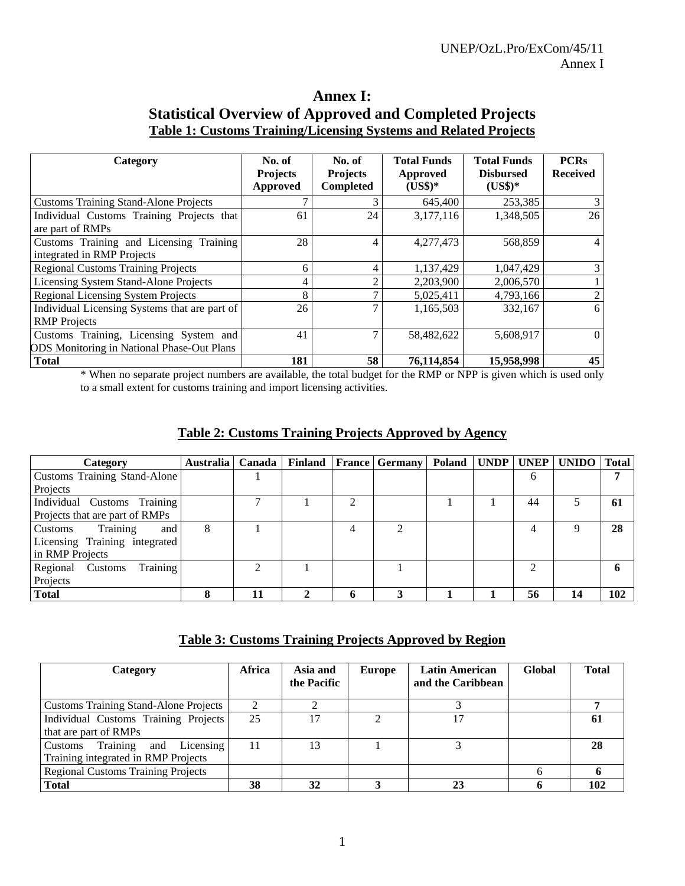# Annex I: Statistical Overview of Approved and Completed Projects

## Table 1: Customs Training/Licensing Systems and Related Projects

| Category | No. of Projects Approved | No. of Projects Completed | Total Funds Approved (US$)* | Total Funds Disbursed (US$)* | PCRs Received |
|---|---|---|---|---|---|
| Customs Training Stand-Alone Projects | 7 | 3 | 645,400 | 253,385 | 3 |
| Individual Customs Training Projects that are part of RMPs | 61 | 24 | 3,177,116 | 1,348,505 | 26 |
| Customs Training and Licensing Training integrated in RMP Projects | 28 | 4 | 4,277,473 | 568,859 | 4 |
| Regional Customs Training Projects | 6 | 4 | 1,137,429 | 1,047,429 | 3 |
| Licensing System Stand-Alone Projects | 4 | 2 | 2,203,900 | 2,006,570 | 1 |
| Regional Licensing System Projects | 8 | 7 | 5,025,411 | 4,793,166 | 2 |
| Individual Licensing Systems that are part of RMP Projects | 26 | 7 | 1,165,503 | 332,167 | 6 |
| Customs Training, Licensing System and ODS Monitoring in National Phase-Out Plans | 41 | 7 | 58,482,622 | 5,608,917 | 0 |
| **Total** | **181** | **58** | **76,114,854** | **15,958,998** | **45** |

* When no separate project numbers are available, the total budget for the RMP or NPP is given which is used only to a small extent for customs training and import licensing activities.

## Table 2: Customs Training Projects Approved by Agency

| Category | Australia | Canada | Finland | France | Germany | Poland | UNDP | UNEP | UNIDO | Total |
|---|---|---|---|---|---|---|---|---|---|---|
| Customs Training Stand-Alone Projects | | 1 | | | | | | 6 | | **7** |
| Individual Customs Training Projects that are part of RMPs | | 7 | 1 | 2 | | 1 | 1 | 44 | 5 | **61** |
| Customs Training and Licensing Training integrated in RMP Projects | 8 | 1 | | 4 | 2 | | | 4 | 9 | **28** |
| Regional Customs Training Projects | | 2 | 1 | | 1 | | | 2 | | **6** |
| **Total** | **8** | **11** | **2** | **6** | **3** | **1** | **1** | **56** | **14** | **102** |

## Table 3: Customs Training Projects Approved by Region

| Category | Africa | Asia and the Pacific | Europe | Latin American and the Caribbean | Global | Total |
|---|---|---|---|---|---|---|
| Customs Training Stand-Alone Projects | 2 | 2 | | 3 | | **7** |
| Individual Customs Training Projects that are part of RMPs | 25 | 17 | 2 | 17 | | **61** |
| Customs Training and Licensing Training integrated in RMP Projects | 11 | 13 | 1 | 3 | | **28** |
| Regional Customs Training Projects | | | | | 6 | **6** |
| **Total** | **38** | **32** | **3** | **23** | **6** | **102** |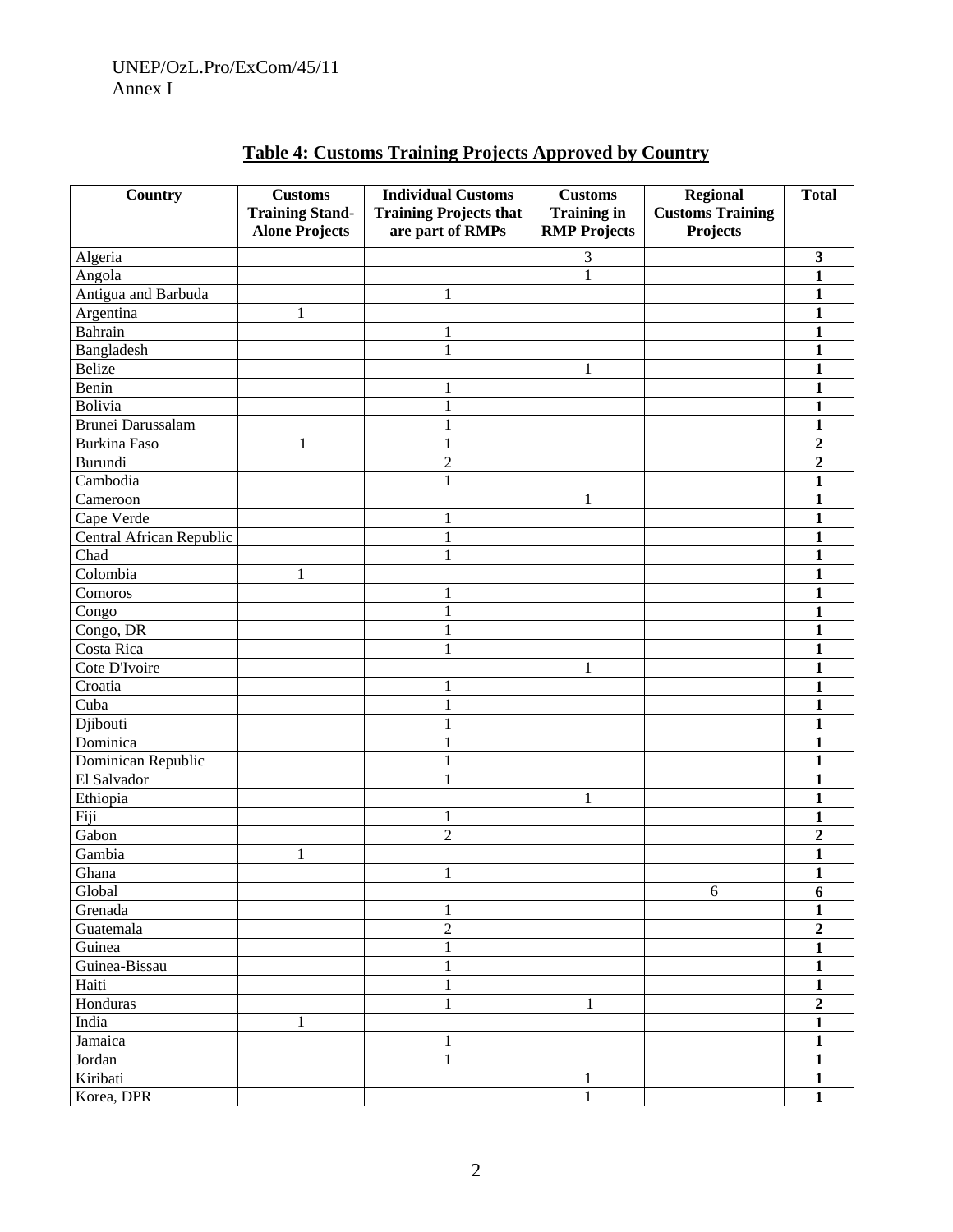**Table 4: Customs Training Projects Approved by Country**

| Country | Customs Training Stand-Alone Projects | Individual Customs Training Projects that are part of RMPs | Customs Training in RMP Projects | Regional Customs Training Projects | Total |
|---|---|---|---|---|---|
| Algeria | | | 3 | | **3** |
| Angola | | | 1 | | **1** |
| Antigua and Barbuda | | 1 | | | **1** |
| Argentina | 1 | | | | **1** |
| Bahrain | | 1 | | | **1** |
| Bangladesh | | 1 | | | **1** |
| Belize | | | 1 | | **1** |
| Benin | | 1 | | | **1** |
| Bolivia | | 1 | | | **1** |
| Brunei Darussalam | | 1 | | | **1** |
| Burkina Faso | 1 | 1 | | | **2** |
| Burundi | | 2 | | | **2** |
| Cambodia | | 1 | | | **1** |
| Cameroon | | | 1 | | **1** |
| Cape Verde | | 1 | | | **1** |
| Central African Republic | | 1 | | | **1** |
| Chad | | 1 | | | **1** |
| Colombia | 1 | | | | **1** |
| Comoros | | 1 | | | **1** |
| Congo | | 1 | | | **1** |
| Congo, DR | | 1 | | | **1** |
| Costa Rica | | 1 | | | **1** |
| Cote D'Ivoire | | | 1 | | **1** |
| Croatia | | 1 | | | **1** |
| Cuba | | 1 | | | **1** |
| Djibouti | | 1 | | | **1** |
| Dominica | | 1 | | | **1** |
| Dominican Republic | | 1 | | | **1** |
| El Salvador | | 1 | | | **1** |
| Ethiopia | | | 1 | | **1** |
| Fiji | | 1 | | | **1** |
| Gabon | | 2 | | | **2** |
| Gambia | 1 | | | | **1** |
| Ghana | | 1 | | | **1** |
| Global | | | | 6 | **6** |
| Grenada | | 1 | | | **1** |
| Guatemala | | 2 | | | **2** |
| Guinea | | 1 | | | **1** |
| Guinea-Bissau | | 1 | | | **1** |
| Haiti | | 1 | | | **1** |
| Honduras | | 1 | 1 | | **2** |
| India | 1 | | | | **1** |
| Jamaica | | 1 | | | **1** |
| Jordan | | 1 | | | **1** |
| Kiribati | | | 1 | | **1** |
| Korea, DPR | | | 1 | | **1** |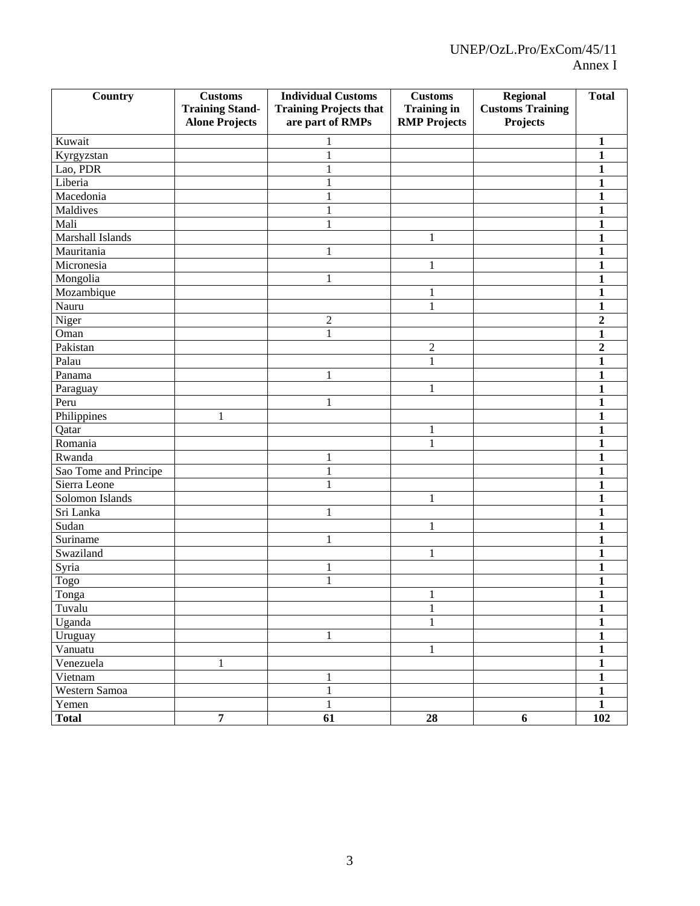| Country | Customs Training Stand-Alone Projects | Individual Customs Training Projects that are part of RMPs | Customs Training in RMP Projects | Regional Customs Training Projects | Total |
|---|---|---|---|---|---|
| Kuwait | | 1 | | | **1** |
| Kyrgyzstan | | 1 | | | **1** |
| Lao, PDR | | 1 | | | **1** |
| Liberia | | 1 | | | **1** |
| Macedonia | | 1 | | | **1** |
| Maldives | | 1 | | | **1** |
| Mali | | 1 | | | **1** |
| Marshall Islands | | | 1 | | **1** |
| Mauritania | | 1 | | | **1** |
| Micronesia | | | 1 | | **1** |
| Mongolia | | 1 | | | **1** |
| Mozambique | | | 1 | | **1** |
| Nauru | | | 1 | | **1** |
| Niger | | 2 | | | **2** |
| Oman | | 1 | | | **1** |
| Pakistan | | | 2 | | **2** |
| Palau | | | 1 | | **1** |
| Panama | | 1 | | | **1** |
| Paraguay | | | 1 | | **1** |
| Peru | | 1 | | | **1** |
| Philippines | 1 | | | | **1** |
| Qatar | | | 1 | | **1** |
| Romania | | | 1 | | **1** |
| Rwanda | | 1 | | | **1** |
| Sao Tome and Principe | | 1 | | | **1** |
| Sierra Leone | | 1 | | | **1** |
| Solomon Islands | | | 1 | | **1** |
| Sri Lanka | | 1 | | | **1** |
| Sudan | | | 1 | | **1** |
| Suriname | | 1 | | | **1** |
| Swaziland | | | 1 | | **1** |
| Syria | | 1 | | | **1** |
| Togo | | 1 | | | **1** |
| Tonga | | | 1 | | **1** |
| Tuvalu | | | 1 | | **1** |
| Uganda | | | 1 | | **1** |
| Uruguay | | 1 | | | **1** |
| Vanuatu | | | 1 | | **1** |
| Venezuela | 1 | | | | **1** |
| Vietnam | | 1 | | | **1** |
| Western Samoa | | 1 | | | **1** |
| Yemen | | 1 | | | **1** |
| **Total** | **7** | **61** | **28** | **6** | **102** |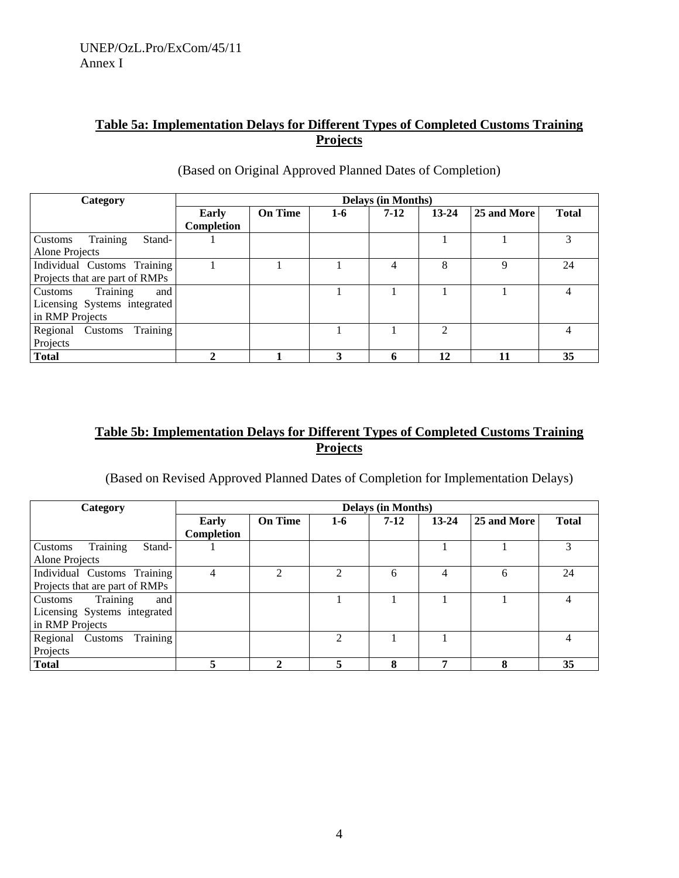**Table 5a: Implementation Delays for Different Types of Completed Customs Training Projects**

(Based on Original Approved Planned Dates of Completion)

| Category | Delays (in Months) | | | | | | |
|---|---|---|---|---|---|---|---|
| | Early Completion | On Time | 1-6 | 7-12 | 13-24 | 25 and More | Total |
| Customs Training Stand-Alone Projects | 1 | | | | 1 | 1 | 3 |
| Individual Customs Training Projects that are part of RMPs | 1 | 1 | 1 | 4 | 8 | 9 | 24 |
| Customs Training and Licensing Systems integrated in RMP Projects | | | 1 | 1 | 1 | 1 | 4 |
| Regional Customs Training Projects | | | 1 | 1 | 2 | | 4 |
| **Total** | **2** | **1** | **3** | **6** | **12** | **11** | **35** |

**Table 5b: Implementation Delays for Different Types of Completed Customs Training Projects**

(Based on Revised Approved Planned Dates of Completion for Implementation Delays)

| Category | Delays (in Months) | | | | | | |
|---|---|---|---|---|---|---|---|
| | Early Completion | On Time | 1-6 | 7-12 | 13-24 | 25 and More | Total |
| Customs Training Stand-Alone Projects | 1 | | | | 1 | 1 | 3 |
| Individual Customs Training Projects that are part of RMPs | 4 | 2 | 2 | 6 | 4 | 6 | 24 |
| Customs Training and Licensing Systems integrated in RMP Projects | | | 1 | 1 | 1 | 1 | 4 |
| Regional Customs Training Projects | | | 2 | 1 | 1 | | 4 |
| **Total** | **5** | **2** | **5** | **8** | **7** | **8** | **35** |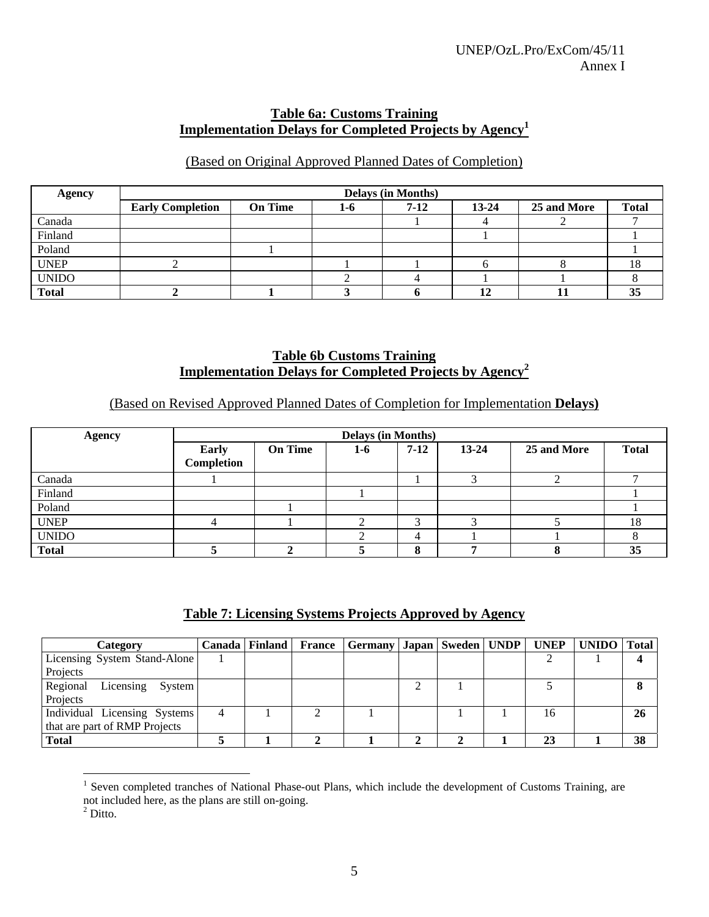## Table 6a: Customs Training Implementation Delays for Completed Projects by Agency[1]

(Based on Original Approved Planned Dates of Completion)

| Agency | Delays (in Months) | | | | | | |
|---|---|---|---|---|---|---|---|
| | Early Completion | On Time | 1-6 | 7-12 | 13-24 | 25 and More | Total |
| Canada | | | | 1 | 4 | 2 | 7 |
| Finland | | | | | 1 | | 1 |
| Poland | | 1 | | | | | 1 |
| UNEP | 2 | | 1 | 1 | 6 | 8 | 18 |
| UNIDO | | | 2 | 4 | 1 | 1 | 8 |
| **Total** | **2** | **1** | **3** | **6** | **12** | **11** | **35** |

## Table 6b Customs Training Implementation Delays for Completed Projects by Agency[2]

(Based on Revised Approved Planned Dates of Completion for Implementation **Delays)**

| Agency | Delays (in Months) | | | | | | |
|---|---|---|---|---|---|---|---|
| | Early Completion | On Time | 1-6 | 7-12 | 13-24 | 25 and More | Total |
| Canada | 1 | | | 1 | 3 | 2 | 7 |
| Finland | | | 1 | | | | 1 |
| Poland | | 1 | | | | | 1 |
| UNEP | 4 | 1 | 2 | 3 | 3 | 5 | 18 |
| UNIDO | | | 2 | 4 | 1 | 1 | 8 |
| **Total** | **5** | **2** | **5** | **8** | **7** | **8** | **35** |

## Table 7: Licensing Systems Projects Approved by Agency

| Category | Canada | Finland | France | Germany | Japan | Sweden | UNDP | UNEP | UNIDO | Total |
|---|---|---|---|---|---|---|---|---|---|---|
| Licensing System Stand-Alone Projects | 1 | | | | | | | 2 | 1 | **4** |
| Regional Licensing System Projects | | | | | 2 | 1 | | 5 | | **8** |
| Individual Licensing Systems that are part of RMP Projects | 4 | 1 | 2 | 1 | | 1 | 1 | 16 | | **26** |
| **Total** | **5** | **1** | **2** | **1** | **2** | **2** | **1** | **23** | **1** | **38** |

---

[1] Seven completed tranches of National Phase-out Plans, which include the development of Customs Training, are not included here, as the plans are still on-going.

[2] Ditto.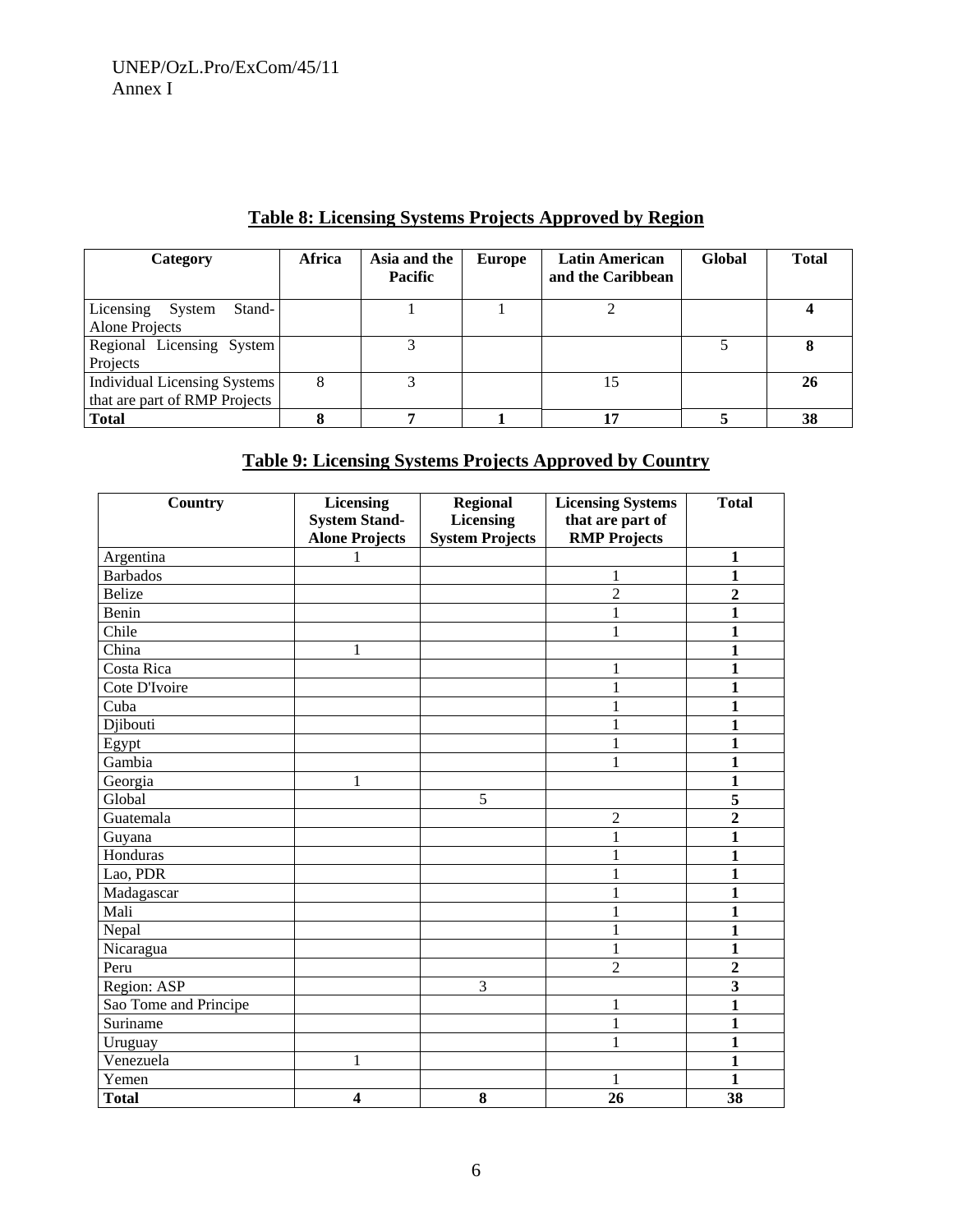## Table 8: Licensing Systems Projects Approved by Region

| Category | Africa | Asia and the Pacific | Europe | Latin American and the Caribbean | Global | Total |
|---|---|---|---|---|---|---|
| Licensing System Stand-Alone Projects | | 1 | 1 | 2 | | **4** |
| Regional Licensing System Projects | | 3 | | | 5 | **8** |
| Individual Licensing Systems that are part of RMP Projects | 8 | 3 | | 15 | | **26** |
| **Total** | **8** | **7** | **1** | **17** | **5** | **38** |

## Table 9: Licensing Systems Projects Approved by Country

| Country | Licensing System Stand-Alone Projects | Regional Licensing System Projects | Licensing Systems that are part of RMP Projects | Total |
|---|---|---|---|---|
| Argentina | 1 | | | **1** |
| Barbados | | | 1 | **1** |
| Belize | | | 2 | **2** |
| Benin | | | 1 | **1** |
| Chile | | | 1 | **1** |
| China | 1 | | | **1** |
| Costa Rica | | | 1 | **1** |
| Cote D'Ivoire | | | 1 | **1** |
| Cuba | | | 1 | **1** |
| Djibouti | | | 1 | **1** |
| Egypt | | | 1 | **1** |
| Gambia | | | 1 | **1** |
| Georgia | 1 | | | **1** |
| Global | | 5 | | **5** |
| Guatemala | | | 2 | **2** |
| Guyana | | | 1 | **1** |
| Honduras | | | 1 | **1** |
| Lao, PDR | | | 1 | **1** |
| Madagascar | | | 1 | **1** |
| Mali | | | 1 | **1** |
| Nepal | | | 1 | **1** |
| Nicaragua | | | 1 | **1** |
| Peru | | | 2 | **2** |
| Region: ASP | | 3 | | **3** |
| Sao Tome and Principe | | | 1 | **1** |
| Suriname | | | 1 | **1** |
| Uruguay | | | 1 | **1** |
| Venezuela | 1 | | | **1** |
| Yemen | | | 1 | **1** |
| **Total** | **4** | **8** | **26** | **38** |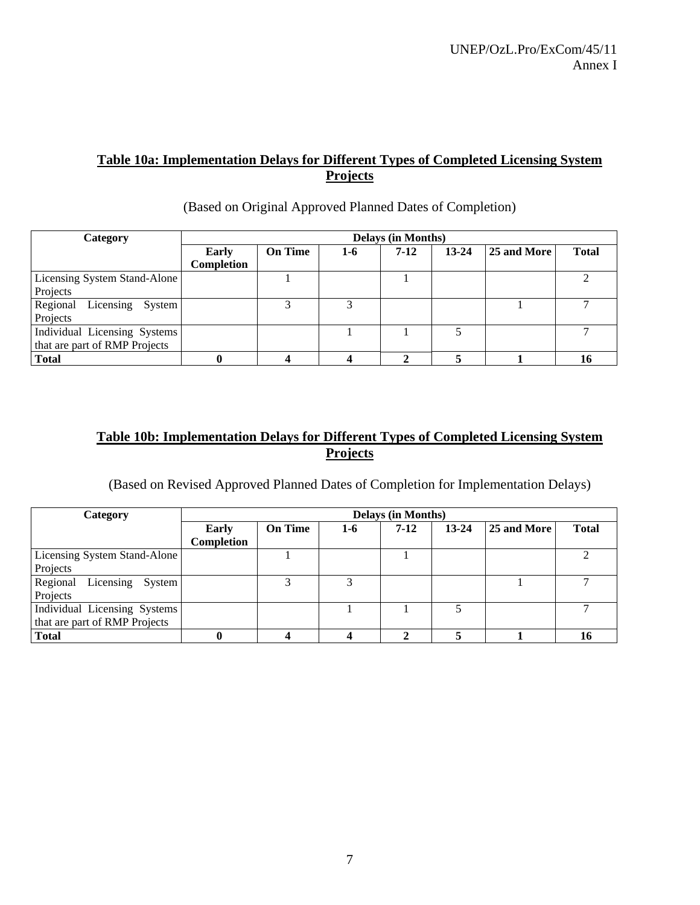## Table 10a: Implementation Delays for Different Types of Completed Licensing System Projects

(Based on Original Approved Planned Dates of Completion)

| Category | Delays (in Months) | | | | | | |
|---|---|---|---|---|---|---|---|
| | Early Completion | On Time | 1-6 | 7-12 | 13-24 | 25 and More | Total |
| Licensing System Stand-Alone Projects | | 1 | | 1 | | | 2 |
| Regional Licensing System Projects | | 3 | 3 | | | 1 | 7 |
| Individual Licensing Systems that are part of RMP Projects | | | 1 | 1 | 5 | | 7 |
| **Total** | **0** | **4** | **4** | **2** | **5** | **1** | **16** |

## Table 10b: Implementation Delays for Different Types of Completed Licensing System Projects

(Based on Revised Approved Planned Dates of Completion for Implementation Delays)

| Category | Delays (in Months) | | | | | | |
|---|---|---|---|---|---|---|---|
| | Early Completion | On Time | 1-6 | 7-12 | 13-24 | 25 and More | Total |
| Licensing System Stand-Alone Projects | | 1 | | 1 | | | 2 |
| Regional Licensing System Projects | | 3 | 3 | | | 1 | 7 |
| Individual Licensing Systems that are part of RMP Projects | | | 1 | 1 | 5 | | 7 |
| **Total** | **0** | **4** | **4** | **2** | **5** | **1** | **16** |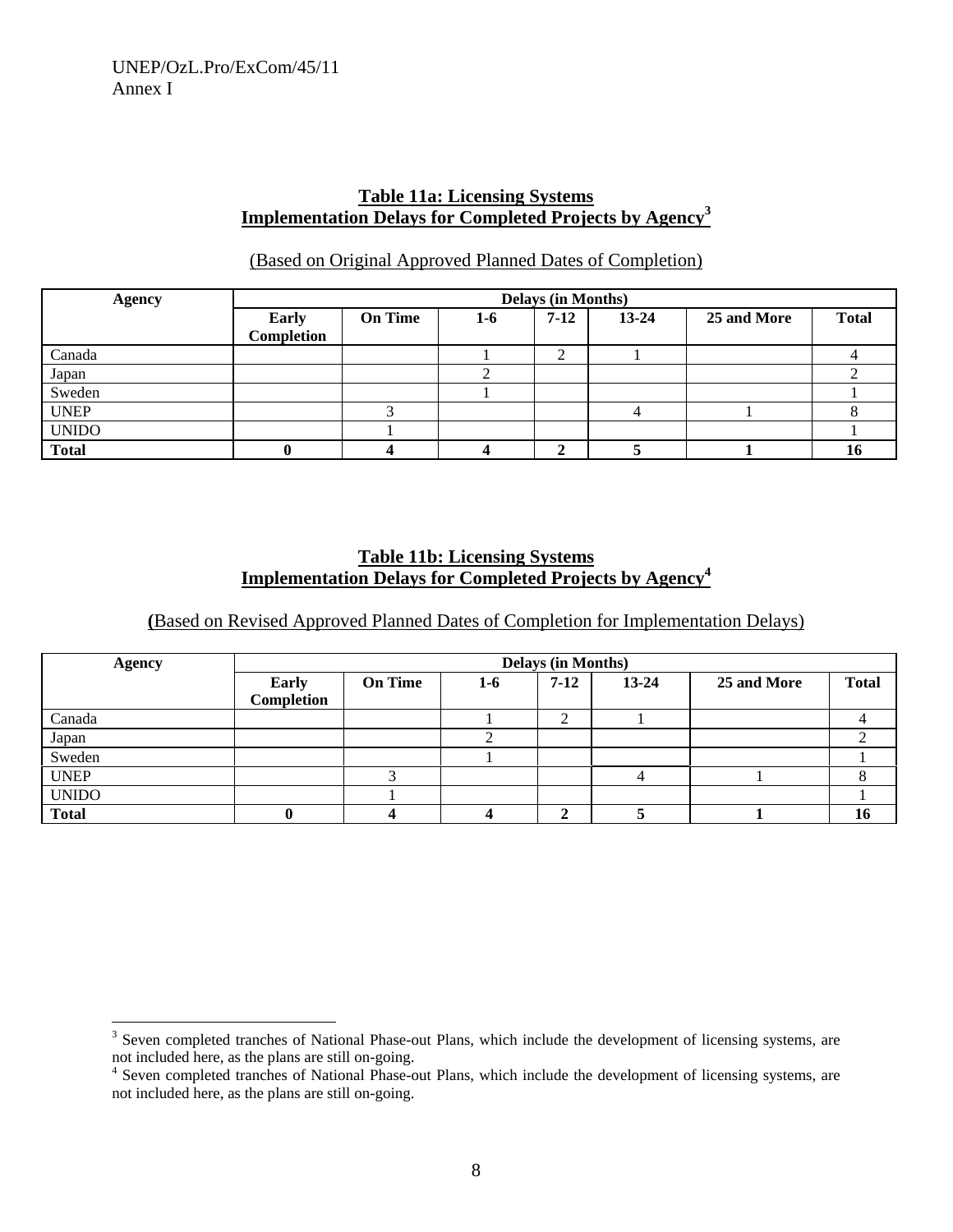**Table 11a: Licensing Systems**
**Implementation Delays for Completed Projects by Agency[3]**

(Based on Original Approved Planned Dates of Completion)

| Agency | Delays (in Months) | | | | | | |
|---|---|---|---|---|---|---|---|
| | Early Completion | On Time | 1-6 | 7-12 | 13-24 | 25 and More | Total |
| Canada | | | 1 | 2 | 1 | | 4 |
| Japan | | | 2 | | | | 2 |
| Sweden | | | 1 | | | | 1 |
| UNEP | | 3 | | | 4 | 1 | 8 |
| UNIDO | | 1 | | | | | 1 |
| **Total** | **0** | **4** | **4** | **2** | **5** | **1** | **16** |

**Table 11b: Licensing Systems**
**Implementation Delays for Completed Projects by Agency[4]**

(Based on Revised Approved Planned Dates of Completion for Implementation Delays)

| Agency | Delays (in Months) | | | | | | |
|---|---|---|---|---|---|---|---|
| | Early Completion | On Time | 1-6 | 7-12 | 13-24 | 25 and More | Total |
| Canada | | | 1 | 2 | 1 | | 4 |
| Japan | | | 2 | | | | 2 |
| Sweden | | | 1 | | | | 1 |
| UNEP | | 3 | | | 4 | 1 | 8 |
| UNIDO | | 1 | | | | | 1 |
| **Total** | **0** | **4** | **4** | **2** | **5** | **1** | **16** |

[3] Seven completed tranches of National Phase-out Plans, which include the development of licensing systems, are not included here, as the plans are still on-going.

[4] Seven completed tranches of National Phase-out Plans, which include the development of licensing systems, are not included here, as the plans are still on-going.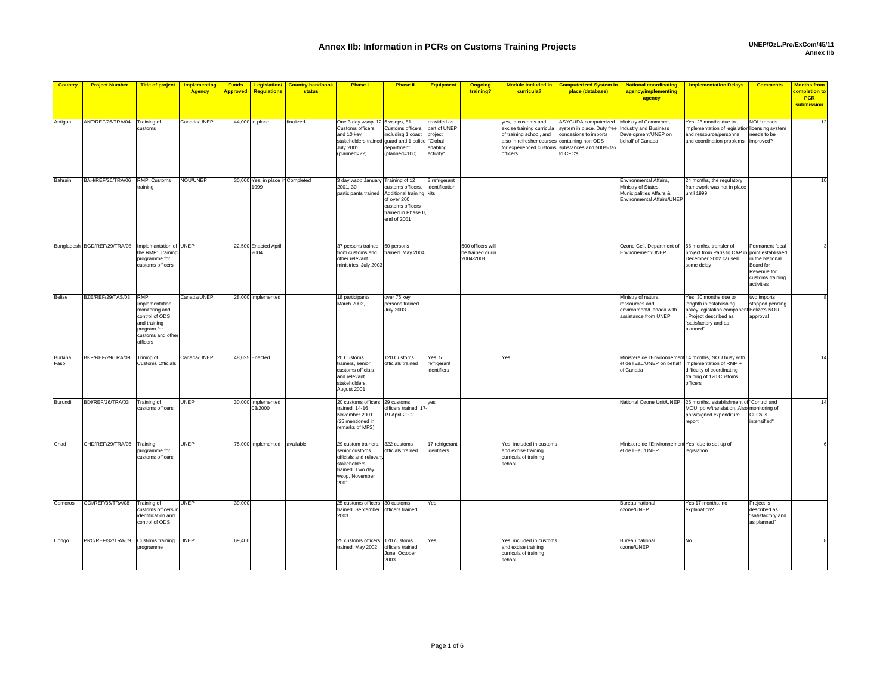# Annex IIb: Information in PCRs on Customs Training Projects

| Country | Project Number | Title of project | Implementing Agency | Funds Approved | Legislation/ Regulations | Country handbook status | Phase I | Phase II | Equipment | Ongoing training? | Module included in curricula? | Computerized System in place (database) | National coordinating agency/implementing agency | Implementation Delays | Comments | Months from completion to PCR submission |
|---|---|---|---|---|---|---|---|---|---|---|---|---|---|---|---|---|
| Antigua | ANT/REF/26/TRA/04 | Training of customs | Canada/UNEP | 44,000 | In place | finalized | One 3 day wsop, 12 Customs officers and 10 key stakeholders trained July 2001 (planned=22) | 5 wsops, 81 Customs officers including 1 coast guard and 1 police department (planned=100) | provided as part of UNEP project "Global enabling activity" | | yes, in customs and excise training curricula of training school, and also in refresher courses for experienced customs officers | ASYCUDA computerized system in place. Duty free concesions to imports containing non ODS substances and 500% tax to CFC's | Ministry of Commerce, Industry and Business Development/UNEP on behalf of Canada | Yes, 23 months due to implementation of legislation and ressource/personnel and coordination problems | NOU reports licensing system needs to be improved? | 12 |
| Bahrain | BAH/REF/26/TRA/06 | RMP: Customs training | NOU/UNEP | 30,000 | Yes, in place in 1999 | Completed | 3 day wsop January 2001, 30 participants trained | Training of 12 customs officers. Additional training of over 200 customs officers trained in Phase II, end of 2001 | 3 refrigerant identification kits | | | | Environmental Affairs, Ministry of States, Municipalities Affairs & Environmental Affairs/UNEP | 24 months, the regulatory framework was not in place until 1999 | | 10 |
| Bangladesh | BGD/REF/29/TRA/08 | Implamantation of the RMP: Training programme for customs officers | UNEP | 22,500 | Enacted April 2004 | | 37 persons trained from customs and other relevant ministries. July 2003 | 50 persons trained. May 2004 | | 500 officers will be trained durin 2004-2008 | | | Ozone Cell, Department of Environement/UNEP | 56 months, transfer of project from Paris to CAP in December 2002 caused some delay | Permanent focal point established in the National Board for Revenue for customs training activities | 3 |
| Belize | BZE/REF/29/TAS/03 | RMP Implementation: monitoring and control of ODS and training program for customs and other officers | Canada/UNEP | 28,000 | Implemented | | 18 participants March 2002, | over 75 key persons trained July 2003 | | | | | Ministry of natural ressources and environment/Canada with assistance from UNEP | Yes, 30 months due to lenghth in establishing policy legislation component. Project described as "satisfactory and as planned" | two imports stopped pending Belize's NOU approval | 8 |
| Burkina Faso | BKF/REF/29/TRA/09 | Trining of Customs Officials | Canada/UNEP | 48,025 | Enacted | | 20 Customs trainers, senior customs officials and relevant stakeholders, August 2001 | 120 Customs officials trained | Yes, 5 refrigerant identifiers | | Yes | | Ministere de l'Environnement et de l'Eau/UNEP on behalf of Canada | 14 months, NOU busy with implementation of RMP + difficulty of coordinating training of 120 Customs officers | | 14 |
| Burundi | BDI/REF/26/TRA/03 | Training of customs officers | UNEP | 30,000 | Implemented 03/2000 | | 20 customs officers trained, 14-16 November 2001. (25 mentioned in remarks of MFS) | 29 customs officers trained, 17-19 April 2002 | yes | | | | National Ozone Unit/UNEP | 26 months, establishment of MOU, pb w/translation. Also pb w/signed expenditure report | "Control and monitoring of CFCs is intensified" | 14 |
| Chad | CHD/REF/29/TRA/06 | Training programme for customs officers | UNEP | 75,000 | Implemented | available | 29 custom trainers, senior customs officials and relevany stakeholders trained. Two day wsop, November 2001 | 322 customs officials trained | 17 refrigerant identifiers | | Yes, included in customs and excise training curricula of training school | | Ministere de l'Environnement et de l'Eau/UNEP | Yes, due to set up of legislation | | 6 |
| Comoros | COI/REF/35/TRA/08 | Training of customs officers in identification and control of ODS | UNEP | 39,000 | | | 25 customs officers trained, September 2003 | 30 customs officers trained | Yes | | | | Bureau national ozone/UNEP | Yes 17 months, no explanation? | Project is described as "satisfactory and as planned" | |
| Congo | PRC/REF/32/TRA/09 | Customs training programme | UNEP | 69,400 | | | 25 customs officers trained, May 2002 | 170 customs officers trained, June, October 2003 | Yes | | Yes, included in customs and excise training curricula of training school | | Bureau national ozone/UNEP | No | | 8 |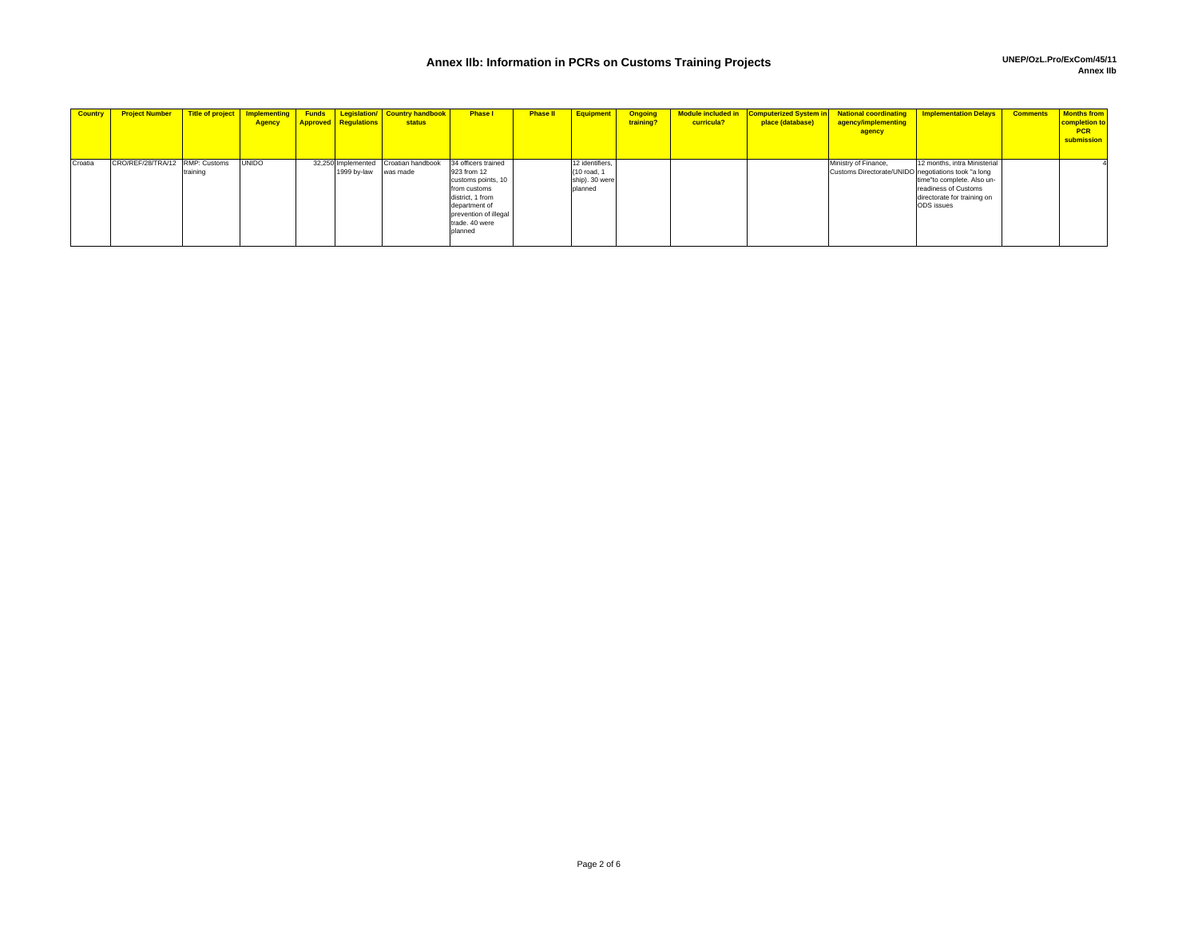# Annex IIb: Information in PCRs on Customs Training Projects

| Country | Project Number | Title of project | Implementing Agency | Funds Approved | Legislation/ Regulations | Country handbook status | Phase I | Phase II | Equipment | Ongoing training? | Module included in curricula? | Computerized System in place (database) | National coordinating agency/implementing agency | Implementation Delays | Comments | Months from completion to PCR submission |
|---|---|---|---|---|---|---|---|---|---|---|---|---|---|---|---|---|
| Croatia | CRO/REF/28/TRA/12 | RMP: Customs training | UNIDO | 32,250 | Implemented 1999 by-law | Croatian handbook was made | 34 officers trained 923 from 12 customs points, 10 from customs district, 1 from department of prevention of illegal trade. 40 were planned | | 12 identifiers, (10 road, 1 ship). 30 were planned | | | | Ministry of Finance, Customs Directorate/UNIDO | 12 months, intra Ministerial negotiations took "a long time"to complete. Also un-readiness of Customs directorate for training on ODS issues | | 4 |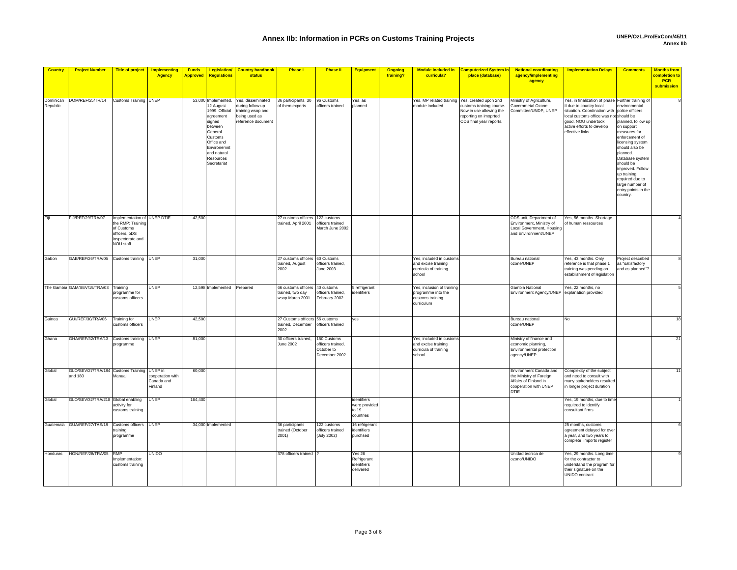# Annex IIb: Information in PCRs on Customs Training Projects

| Country | Project Number | Title of project | Implementing Agency | Funds Approved | Legislation/ Regulations | Country handbook status | Phase I | Phase II | Equipment | Ongoing training? | Module included in curricula? | Computerized System in place (database) | National coordinating agency/implementing agency | Implementation Delays | Comments | Months from completion to PCR submission |
|---|---|---|---|---|---|---|---|---|---|---|---|---|---|---|---|---|
| Dominican Republic | DOM/REF/25/TR/14 | Customs Training | UNEP | 53,000 | Implemented, 12 August 1999. Official agreement signed between General Customs Office and Environemnt and natural Resources Secretariat | Yes, disseminated during follow up training wsop and being used as reference document | 36 participants, 30 of them experts | 96 Customs officers trained | Yes, as planned | | Yes, MP related training module included | Yes, created upon 2nd customs training course. Now in use allowing the reporting on imoprted ODS final year reports. | Ministry of Agriculture, Governmetal Ozone Committee/UNDP, UNEP | Yes, in finalization of phase II due to country local situation. Coordination with local customs office was not good. NOU undertook active efforts to develop effective links. | Further training of environmental police officers should be planned, follow up on support measures for enforcement of licensing system should also be planned. Database system should be improved. Follow up training required due to large number of entry points in the country. | 8 |
| Fiji | FIJ/REF/29/TRA/07 | Implementation of the RMP: Training of Customs officers, oDS inspectorate and NOU staff | UNEP DTIE | 42,500 | | | 27 customs officers trained. April 2001 | 122 customs officers trained March June 2002 | | | | | ODS unit, Department of Environment, Ministry of Local Government, Housing and Environment/UNEP | Yes, 56 months. Shortage of human ressources | | 4 |
| Gabon | GAB/REF/26/TRA/05 | Customs training | UNEP | 31,000 | | | 27 customs officers trained, August 2002 | 60 Customs officers trained, June 2003 | | | Yes, included in customs and excise training curricula of training school | | Bureau national ozone/UNEP | Yes, 43 months. Only reference is that phase 1 training was pending on establishment of legislation | Project described as "satisfactory and as planned"? | 8 |
| The Gambia | GAM/SEV/19/TRA/03 | Training programme for customs officers | UNEP | 12,598 | Implemented | Prepared | 66 customs officers trained, two day wsop March 2001 | 40 customs officers trained, February 2002 | 5 refrigerant identifiers | | Yes, inclusion of training programme into the customs training curriculum | | Gambia National Environment Agency/UNEP | Yes, 22 months, no explanation provided | | 5 |
| Guinea | GUI/REF/30/TRA/06 | Training for customs officers | UNEP | 42,500 | | | 27 Customs officers trained, December 2002 | 56 customs officers trained | yes | | | | Bureau national ozone/UNEP | No | | 18 |
| Ghana | GHA/REF/32/TRA/13 | Customs training programme | UNEP | 81,000 | | | 30 officers trained, June 2002 | 150 Customs officers trained, October to December 2002 | | | Yes, included in customs and excise training curricula of training school | | Ministry of finance and economic planning, Environmental protection agency/UNEP | | | 21 |
| Global | GLO/SEV/27/TRA/184 and 180 | Customs Training Manual | UNEP in cooperation with Canada and Finland | 60,000 | | | | | | | | | Environment Canada and the Ministry of Foreign Affairs of Finland in cooperation with UNEP DTIE | Complexity of the subject and need to consult with many stakeholders resulted in longer project duration | | 11 |
| Global | GLO/SEV/32/TRA/218 | Global enabling activity for customs training | UNEP | 164,400 | | | | | identifiers were provided to 19 countries | | | | | Yes, 19 months, due to time requitred to identify consultant firms | | 1 |
| Guatemala | GUA/REF/27/TAS/18 | Customs officers training programme | UNEP | 34,000 | Implemented | | 36 participants trained (October 2001) | 122 customs officers trained (July 2002) | 16 refrigerant identifiers purchsed | | | | | 25 months, customs agreement delayed for over a year, and two years to complete imports register | | 6 |
| Honduras | HON/REF/28/TRA/05 | RMP Implementation: customs training | UNIDO | | | | 378 officers trained | ? | Yes 26 Refrigerant identifiers delivered | | | | Unidad tecnica de ozono/UNIDO | Yes, 29 months. Long time for the contractor to understand the program for their signature on the UNIDO contract | | 9 |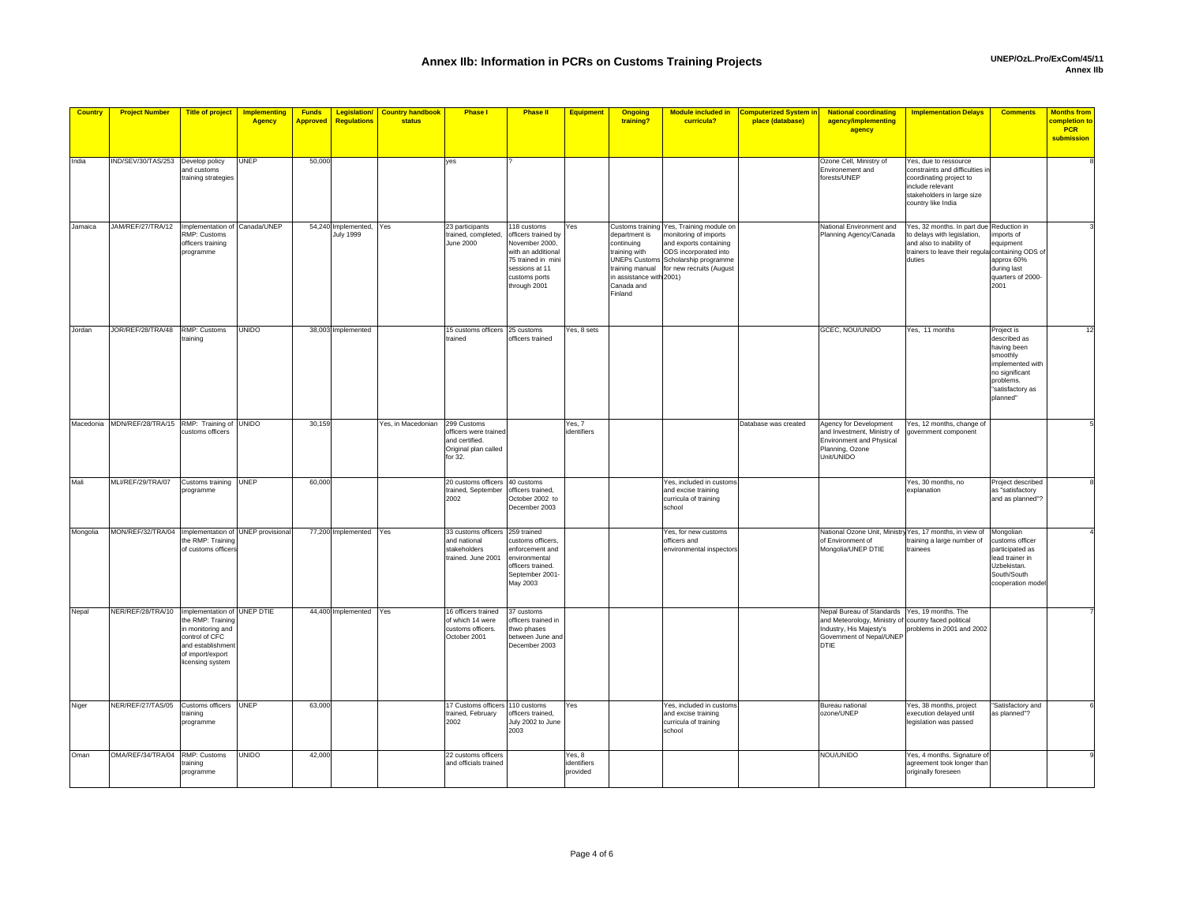# Annex IIb: Information in PCRs on Customs Training Projects

| Country | Project Number | Title of project | Implementing Agency | Funds Approved | Legislation/ Regulations | Country handbook status | Phase I | Phase II | Equipment | Ongoing training? | Module included in curricula? | Computerized System in place (database) | National coordinating agency/implementing agency | Implementation Delays | Comments | Months from completion to PCR submission |
|---|---|---|---|---|---|---|---|---|---|---|---|---|---|---|---|---|
| India | IND/SEV/30/TAS/253 | Develop policy and customs training strategies | UNEP | 50,000 | | | yes | ? | | | | | Ozone Cell, Ministry of Environement and forests/UNEP | Yes, due to ressource constraints and difficulties in coordinating project to include relevant stakeholders in large size country like India | | 8 |
| Jamaica | JAM/REF/27/TRA/12 | Implementation of RMP: Customs officers training programme | Canada/UNEP | 54,240 | Implemented, July 1999 | Yes | 23 participants trained, completed, June 2000 | 118 customs officers trained by November 2000, with an additional 75 trained in mini sessions at 11 customs ports through 2001 | Yes | Customs training department is continuing training with UNEPs Customs training manual in assistance with Canada and Finland | Yes, Training module on monitoring of imports and exports containing ODS incorporated into Scholarship programme for new recruits (August 2001) | | National Environment and Planning Agency/Canada | Yes, 32 months. In part due to delays with legislation, and also to inability of trainers to leave their regular duties | Reduction in imports of equipment containing ODS of approx 60% during last quarters of 2000-2001 | 3 |
| Jordan | JOR/REF/28/TRA/48 | RMP: Customs training | UNIDO | 38,003 | Implemented | | 15 customs officers trained | 25 customs officers trained | Yes, 8 sets | | | | GCEC, NOU/UNIDO | Yes, 11 months | Project is described as having been smoothly implemented with no significant problems. "satisfactory as planned" | 12 |
| Macedonia | MDN/REF/28/TRA/15 | RMP: Training of customs officers | UNIDO | 30,159 | | Yes, in Macedonian | 299 Customs officers were trained and certified. Original plan called for 32. | | Yes, 7 identifiers | | | Database was created | Agency for Development and Investment, Ministry of Environment and Physical Planning, Ozone Unit/UNIDO | Yes, 12 months, change of government component | | 5 |
| Mali | MLI/REF/29/TRA/07 | Customs training programme | UNEP | 60,000 | | | 20 customs officers trained, September 2002 | 40 customs officers trained, October 2002 to December 2003 | | | Yes, included in customs and excise training curricula of training school | | | Yes, 30 months, no explanation | Project described as "satisfactory and as planned"? | 8 |
| Mongolia | MON/REF/32/TRA/04 | Implementation of the RMP: Training of customs officers | UNEP provisional | 77,200 | Implemented | Yes | 33 customs officers and national stakeholders trained. June 2001 | 259 trained customs officers, enforcement and environmental officers trained. September 2001-May 2003 | | | Yes, for new customs officers and environmental inspectors | | National Ozone Unit, Ministry of Environment of Mongolia/UNEP DTIE | Yes, 17 months, in view of training a large number of trainees | Mongolian customs officer participated as lead trainer in Uzbekistan. South/South cooperation model | 4 |
| Nepal | NER/REF/28/TRA/10 | Implementation of the RMP: Training in monitoring and control of CFC and establishment of import/export licensing system | UNEP DTIE | 44,400 | Implemented | Yes | 16 officers trained of which 14 were customs officers. October 2001 | 37 customs officers trained in thwo phases between June and December 2003 | | | | | Nepal Bureau of Standards and Meteorology, Ministry of Industry, His Majesty's Government of Nepal/UNEP DTIE | Yes, 19 months. The country faced political problems in 2001 and 2002 | | 7 |
| Niger | NER/REF/27/TAS/05 | Customs officers training programme | UNEP | 63,000 | | | 17 Customs officers trained, February 2002 | 110 customs officers trained, July 2002 to June 2003 | Yes | | Yes, included in customs and excise training curricula of training school | | Bureau national ozone/UNEP | Yes, 38 months, project execution delayed until legislation was passed | "Satisfactory and as planned"? | 6 |
| Oman | OMA/REF/34/TRA/04 | RMP: Customs training programme | UNIDO | 42,000 | | | 22 customs officers and officials trained | | Yes, 8 identifiers provided | | | | NOU/UNIDO | Yes, 4 months. Signature of agreement took longer than originally foreseen | | 9 |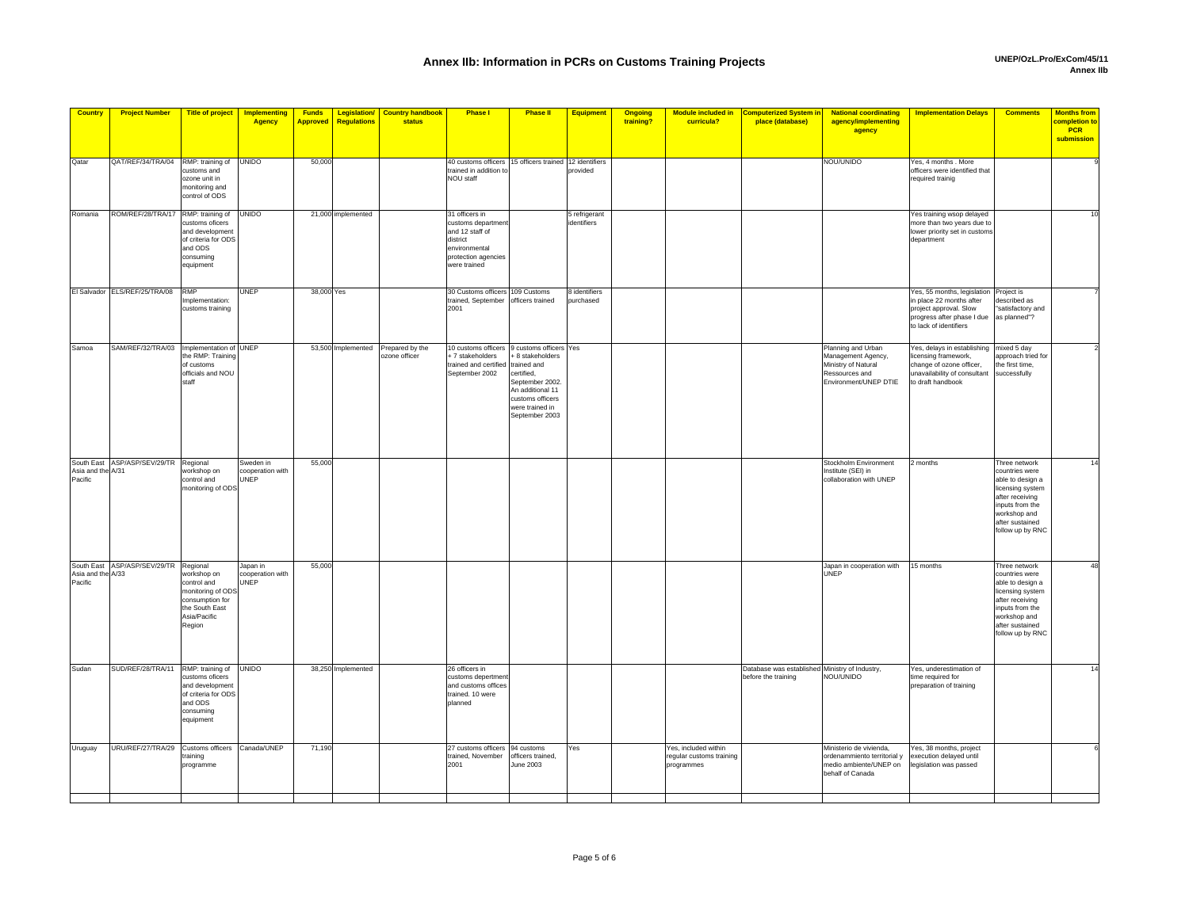# Annex IIb: Information in PCRs on Customs Training Projects

| Country | Project Number | Title of project | Implementing Agency | Funds Approved | Legislation/ Regulations | Country handbook status | Phase I | Phase II | Equipment | Ongoing training? | Module included in curricula? | Computerized System in place (database) | National coordinating agency/implementing agency | Implementation Delays | Comments | Months from completion to PCR submission |
|---|---|---|---|---|---|---|---|---|---|---|---|---|---|---|---|---|
| Qatar | QAT/REF/34/TRA/04 | RMP: training of customs and ozone unit in monitoring and control of ODS | UNIDO | 50,000 | | | 40 customs officers trained in addition to NOU staff | 15 officers trained | 12 identifiers provided | | | | NOU/UNIDO | Yes, 4 months . More officers were identified that required trainig | | 9 |
| Romania | ROM/REF/28/TRA/17 | RMP: training of customs oficers and development of criteria for ODS and ODS consuming equipment | UNIDO | 21,000 | implemented | | 31 officers in customs department and 12 staff of district environmental protection agencies were trained | | 5 refrigerant identifiers | | | | | Yes training wsop delayed more than two years due to lower priority set in customs department | | 10 |
| El Salvador | ELS/REF/25/TRA/08 | RMP Implementation: customs training | UNEP | 38,000 | Yes | | 30 Customs officers trained, September 2001 | 109 Customs officers trained | 8 identifiers purchased | | | | | Yes, 55 months, legislation in place 22 months after project approval. Slow progress after phase I due to lack of identifiers | Project is described as "satisfactory and as planned"? | 7 |
| Samoa | SAM/REF/32/TRA03 | Implementation of the RMP: Training of customs officials and NOU staff | UNEP | 53,500 | Implemented | Prepared by the ozone officer | 10 customs officers + 7 stakeholders trained and certified September 2002 | 9 customs officers + 8 stakeholders trained and certified, September 2002. An additional 11 customs officers were trained in September 2003 | Yes | | | | Planning and Urban Management Agency, Ministry of Natural Ressources and Environment/UNEP DTIE | Yes, delays in establishing licensing framework, change of ozone officer, unavailability of consultant to draft handbook | mixed 5 day approach tried for the first time, successfully | 2 |
| South East Asia and the Pacific | ASP/ASP/SEV/29/TRA/31 | Regional workshop on control and monitoring of ODS | Sweden in cooperation with UNEP | 55,000 | | | | | | | | | Stockholm Environment Institute (SEI) in collaboration with UNEP | 2 months | Three network countries were able to design a licensing system after receiving inputs from the workshop and after sustained follow up by RNC | 14 |
| South East Asia and the Pacific | ASP/ASP/SEV/29/TRA/33 | Regional workshop on control and monitoring of ODS consumption for the South East Asia/Pacific Region | Japan in cooperation with UNEP | 55,000 | | | | | | | | | Japan in cooperation with UNEP | 15 months | Three network countries were able to design a licensing system after receiving inputs from the workshop and after sustained follow up by RNC | 48 |
| Sudan | SUD/REF/28/TRA/11 | RMP: training of customs oficers and development of criteria for ODS and ODS consuming equipment | UNIDO | 38,250 | Implemented | | 26 officers in customs depertment and customs offices trained. 10 were planned | | | | | Database was established before the training | Ministry of Industry, NOU/UNIDO | Yes, underestimation of time required for preparation of training | | 14 |
| Uruguay | URU/REF/27/TRA/29 | Customs officers training programme | Canada/UNEP | 71,190 | | | 27 customs officers trained, November 2001 | 94 customs officers trained, June 2003 | Yes | | Yes, included within regular customs training programmes | | Ministerio de vivienda, ordenammiento territorial y medio ambiente/UNEP on behalf of Canada | Yes, 38 months, project execution delayed until legislation was passed | | 6 |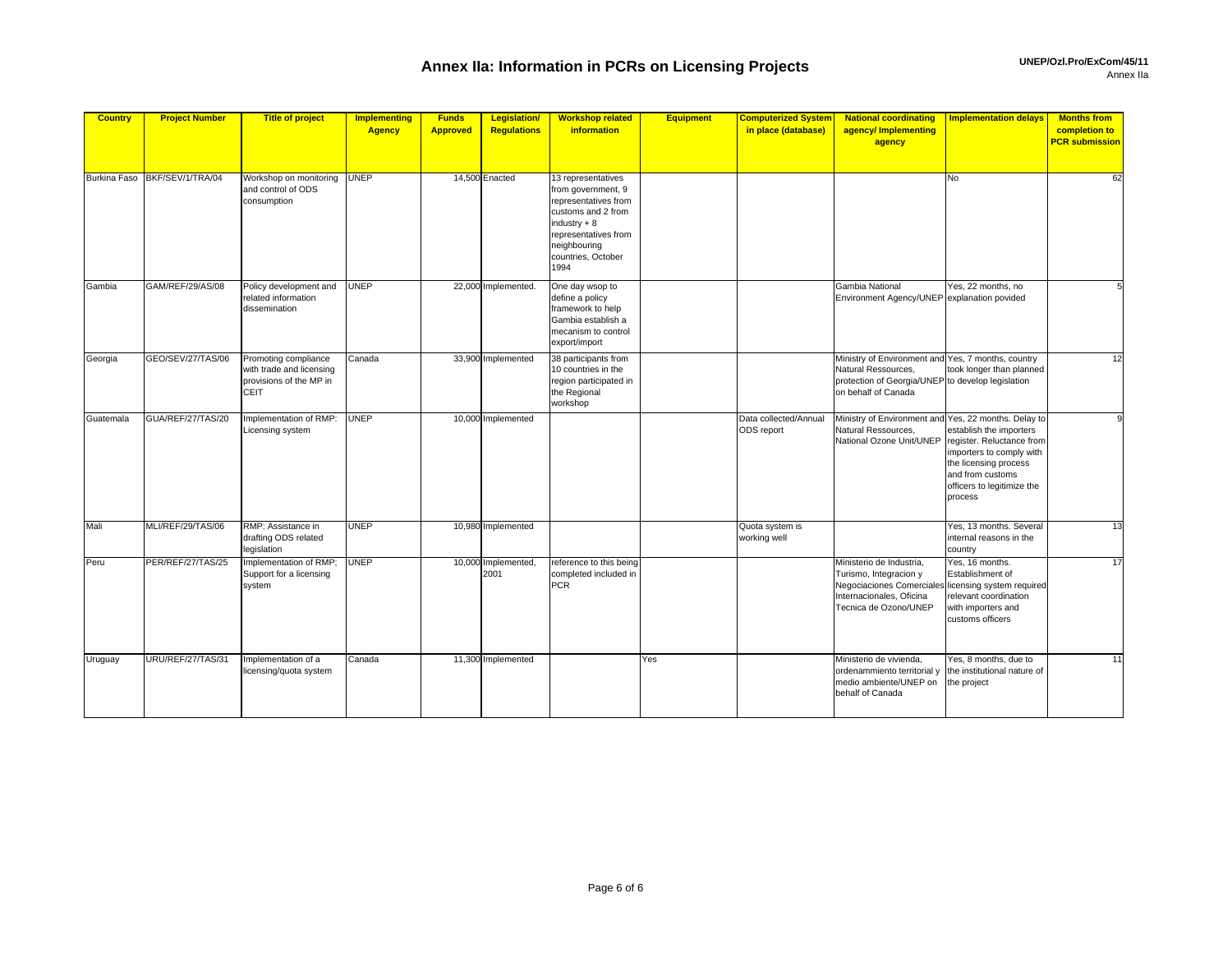# Annex IIa: Information in PCRs on Licensing Projects

| Country | Project Number | Title of project | Implementing Agency | Funds Approved | Legislation/ Regulations | Workshop related information | Equipment | Computerized System in place (database) | National coordinating agency/ Implementing agency | Implementation delays | Months from completion to PCR submission |
|---|---|---|---|---|---|---|---|---|---|---|---|
| Burkina Faso | BKF/SEV/1/TRA/04 | Workshop on monitoring and control of ODS consumption | UNEP | 14,500 | Enacted | 13 representatives from government, 9 representatives from customs and 2 from industry + 8 representatives from neighbouring countries, October 1994 | | | | No | 62 |
| Gambia | GAM/REF/29/AS/08 | Policy development and related information dissemination | UNEP | 22,000 | Implemented. | One day wsop to define a policy framework to help Gambia establish a mecanism to control export/import | | | Gambia National Environment Agency/UNEP | Yes, 22 months, no explanation povided | 5 |
| Georgia | GEO/SEV/27/TAS/06 | Promoting compliance with trade and licensing provisions of the MP in CEIT | Canada | 33,900 | Implemented | 38 participants from 10 countries in the region participated in the Regional workshop | | | Ministry of Environment and Natural Ressources, protection of Georgia/UNEP on behalf of Canada | Yes, 7 months, country took longer than planned to develop legislation | 12 |
| Guatemala | GUA/REF/27/TAS/20 | Implementation of RMP: Licensing system | UNEP | 10,000 | Implemented | | | Data collected/Annual ODS report | Ministry of Environment and Natural Ressources, National Ozone Unit/UNEP | Yes, 22 months. Delay to establish the importers register. Reluctance from importers to comply with the licensing process and from customs officers to legitimize the process | 9 |
| Mali | MLI/REF/29/TAS/06 | RMP: Assistance in drafting ODS related legislation | UNEP | 10,980 | Implemented | | | Quota system is working well | | Yes, 13 months. Several internal reasons in the country | 13 |
| Peru | PER/REF/27/TAS/25 | Implementation of RMP; Support for a licensing system | UNEP | 10,000 | Implemented, 2001 | reference to this being completed included in PCR | | | Ministerio de Industria, Turismo, Integracion y Negociaciones Comerciales Internacionales, Oficina Tecnica de Ozono/UNEP | Yes, 16 months. Establishment of licensing system required relevant coordination with importers and customs officers | 17 |
| Uruguay | URU/REF/27/TAS/31 | Implementation of a licensing/quota system | Canada | 11,300 | Implemented | | Yes | | Ministerio de vivienda, ordenammiento territorial y medio ambiente/UNEP on behalf of Canada | Yes, 8 months, due to the institutional nature of the project | 11 |